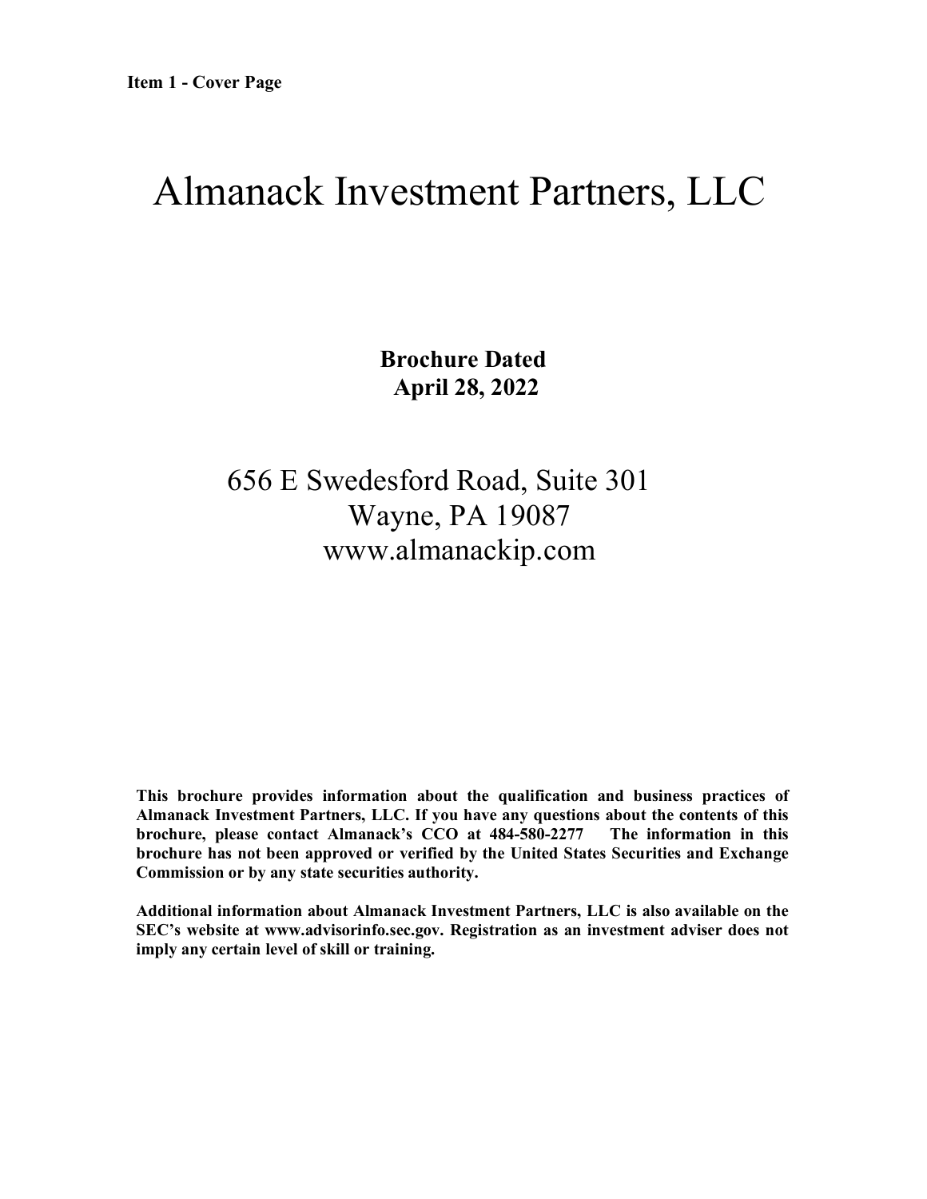**Item 1 - Cover Page**

# Almanack Investment Partners, LLC

**Brochure Dated**
**April 28, 2022**

656 E Swedesford Road, Suite 301
Wayne, PA 19087
www.almanackip.com

**This brochure provides information about the qualification and business practices of Almanack Investment Partners, LLC. If you have any questions about the contents of this brochure, please contact Almanack's CCO at 484-580-2277 The information in this brochure has not been approved or verified by the United States Securities and Exchange Commission or by any state securities authority.**

**Additional information about Almanack Investment Partners, LLC is also available on the SEC's website at www.advisorinfo.sec.gov. Registration as an investment adviser does not imply any certain level of skill or training.**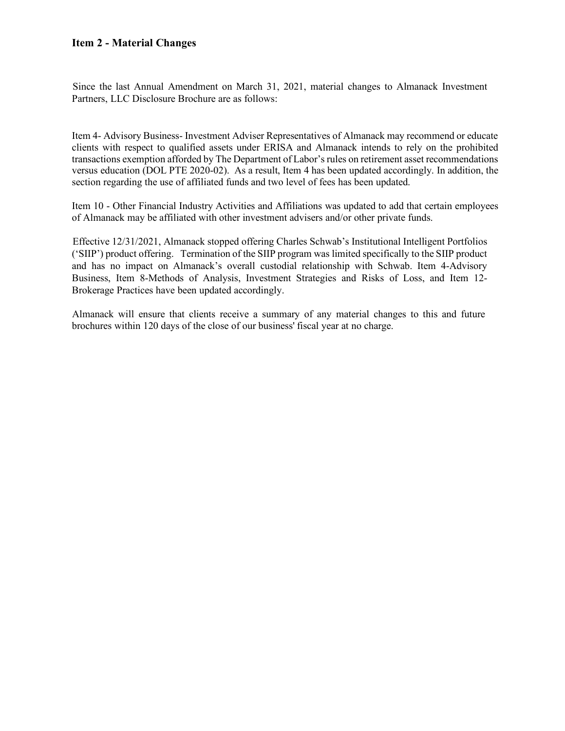## Item 2 - Material Changes

Since the last Annual Amendment on March 31, 2021, material changes to Almanack Investment Partners, LLC Disclosure Brochure are as follows:

Item 4- Advisory Business- Investment Adviser Representatives of Almanack may recommend or educate clients with respect to qualified assets under ERISA and Almanack intends to rely on the prohibited transactions exemption afforded by The Department of Labor's rules on retirement asset recommendations versus education (DOL PTE 2020-02). As a result, Item 4 has been updated accordingly. In addition, the section regarding the use of affiliated funds and two level of fees has been updated.

Item 10 - Other Financial Industry Activities and Affiliations was updated to add that certain employees of Almanack may be affiliated with other investment advisers and/or other private funds.

Effective 12/31/2021, Almanack stopped offering Charles Schwab's Institutional Intelligent Portfolios ('SIIP') product offering. Termination of the SIIP program was limited specifically to the SIIP product and has no impact on Almanack's overall custodial relationship with Schwab. Item 4-Advisory Business, Item 8-Methods of Analysis, Investment Strategies and Risks of Loss, and Item 12-Brokerage Practices have been updated accordingly.

Almanack will ensure that clients receive a summary of any material changes to this and future brochures within 120 days of the close of our business' fiscal year at no charge.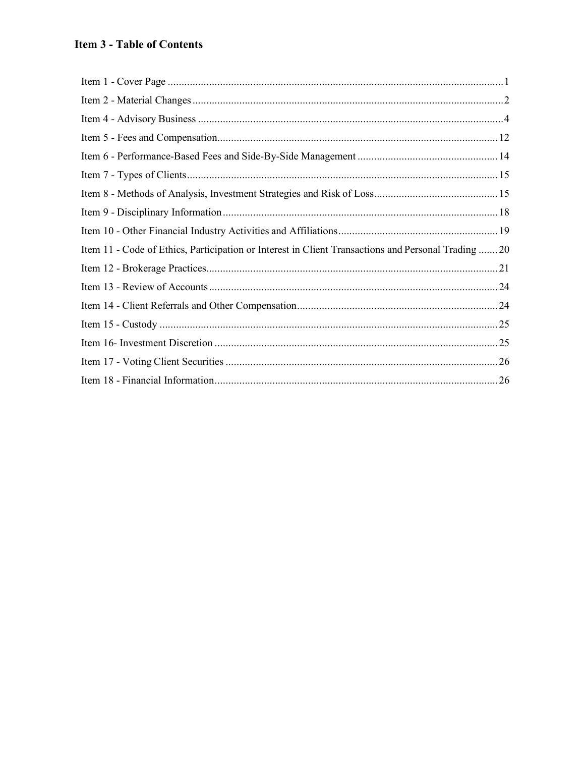# Item 3 - Table of Contents

Item 1 - Cover Page ..........1
Item 2 - Material Changes ..........2
Item 4 - Advisory Business ..........4
Item 5 - Fees and Compensation ..........12
Item 6 - Performance-Based Fees and Side-By-Side Management ..........14
Item 7 - Types of Clients ..........15
Item 8 - Methods of Analysis, Investment Strategies and Risk of Loss ..........15
Item 9 - Disciplinary Information ..........18
Item 10 - Other Financial Industry Activities and Affiliations ..........19
Item 11 - Code of Ethics, Participation or Interest in Client Transactions and Personal Trading ..........20
Item 12 - Brokerage Practices ..........21
Item 13 - Review of Accounts ..........24
Item 14 - Client Referrals and Other Compensation ..........24
Item 15 - Custody ..........25
Item 16- Investment Discretion ..........25
Item 17 - Voting Client Securities ..........26
Item 18 - Financial Information ..........26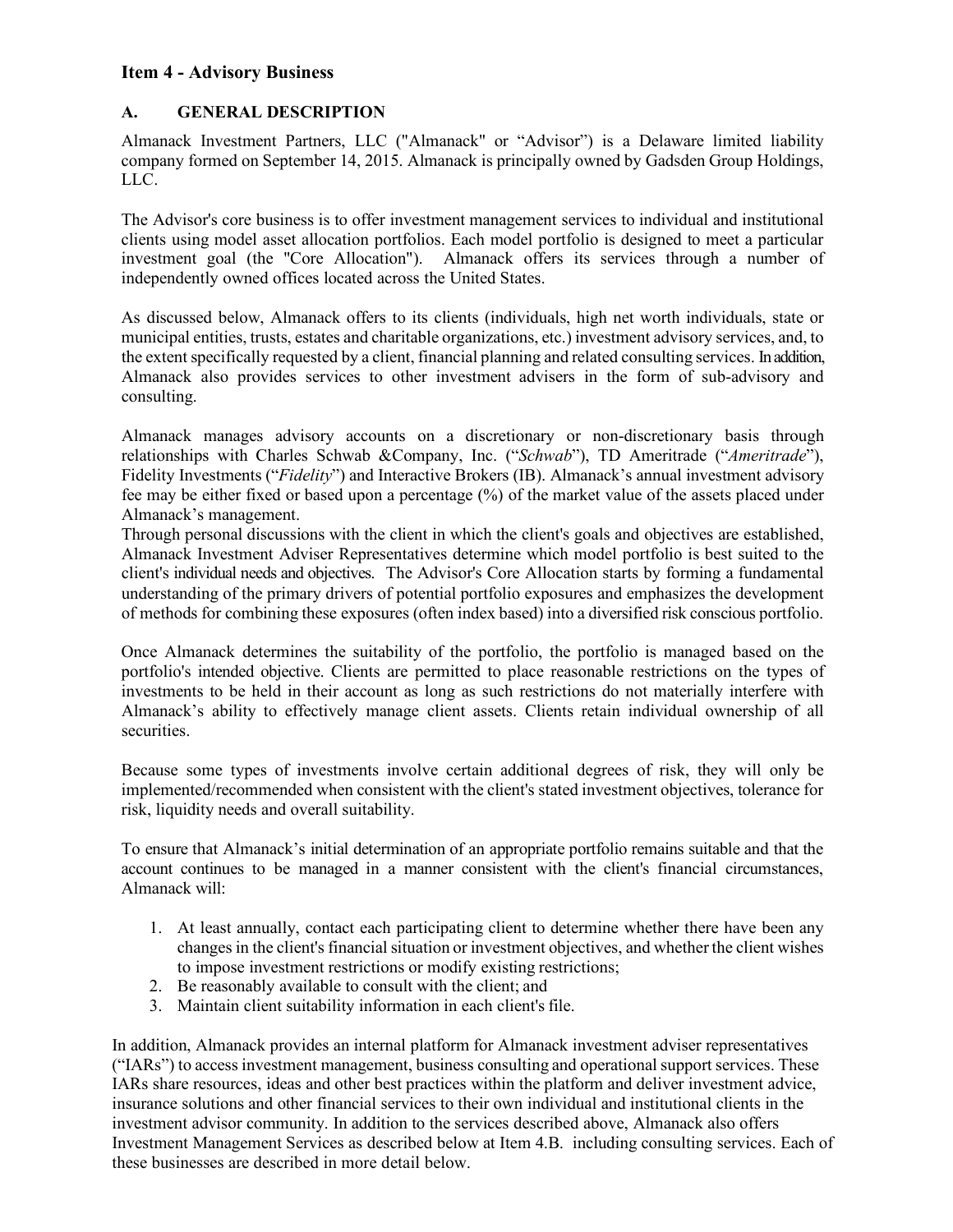## Item 4 - Advisory Business

### A. GENERAL DESCRIPTION

Almanack Investment Partners, LLC ("Almanack" or "Advisor") is a Delaware limited liability company formed on September 14, 2015. Almanack is principally owned by Gadsden Group Holdings, LLC.

The Advisor's core business is to offer investment management services to individual and institutional clients using model asset allocation portfolios. Each model portfolio is designed to meet a particular investment goal (the "Core Allocation"). Almanack offers its services through a number of independently owned offices located across the United States.

As discussed below, Almanack offers to its clients (individuals, high net worth individuals, state or municipal entities, trusts, estates and charitable organizations, etc.) investment advisory services, and, to the extent specifically requested by a client, financial planning and related consulting services. In addition, Almanack also provides services to other investment advisers in the form of sub-advisory and consulting.

Almanack manages advisory accounts on a discretionary or non-discretionary basis through relationships with Charles Schwab &Company, Inc. ("*Schwab*"), TD Ameritrade ("*Ameritrade*"), Fidelity Investments ("*Fidelity*") and Interactive Brokers (IB). Almanack's annual investment advisory fee may be either fixed or based upon a percentage (%) of the market value of the assets placed under Almanack's management.
Through personal discussions with the client in which the client's goals and objectives are established, Almanack Investment Adviser Representatives determine which model portfolio is best suited to the client's individual needs and objectives. The Advisor's Core Allocation starts by forming a fundamental understanding of the primary drivers of potential portfolio exposures and emphasizes the development of methods for combining these exposures (often index based) into a diversified risk conscious portfolio.

Once Almanack determines the suitability of the portfolio, the portfolio is managed based on the portfolio's intended objective. Clients are permitted to place reasonable restrictions on the types of investments to be held in their account as long as such restrictions do not materially interfere with Almanack's ability to effectively manage client assets. Clients retain individual ownership of all securities.

Because some types of investments involve certain additional degrees of risk, they will only be implemented/recommended when consistent with the client's stated investment objectives, tolerance for risk, liquidity needs and overall suitability.

To ensure that Almanack's initial determination of an appropriate portfolio remains suitable and that the account continues to be managed in a manner consistent with the client's financial circumstances, Almanack will:

1. At least annually, contact each participating client to determine whether there have been any changes in the client's financial situation or investment objectives, and whether the client wishes to impose investment restrictions or modify existing restrictions;
2. Be reasonably available to consult with the client; and
3. Maintain client suitability information in each client's file.

In addition, Almanack provides an internal platform for Almanack investment adviser representatives ("IARs") to access investment management, business consulting and operational support services. These IARs share resources, ideas and other best practices within the platform and deliver investment advice, insurance solutions and other financial services to their own individual and institutional clients in the investment advisor community. In addition to the services described above, Almanack also offers Investment Management Services as described below at Item 4.B. including consulting services. Each of these businesses are described in more detail below.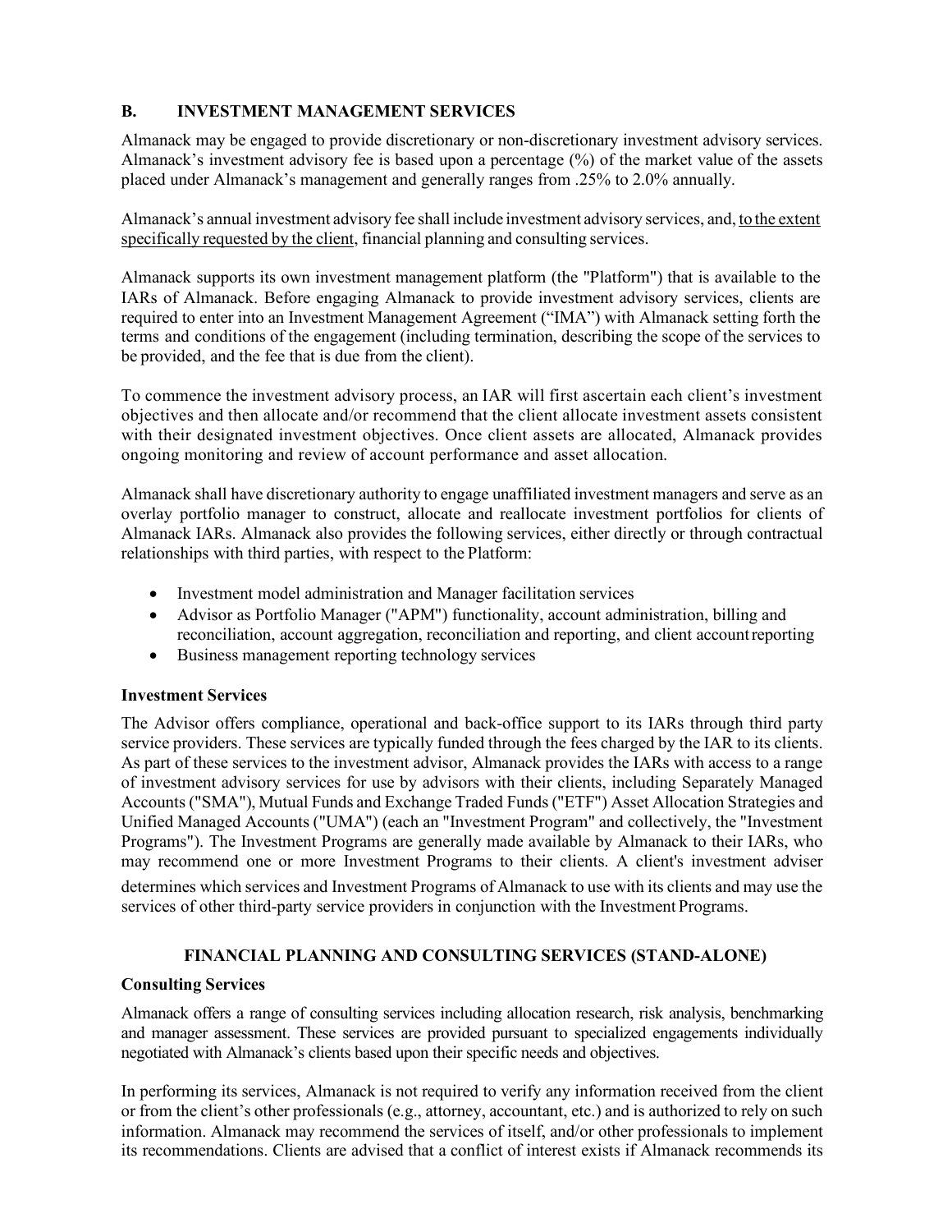## B. INVESTMENT MANAGEMENT SERVICES

Almanack may be engaged to provide discretionary or non-discretionary investment advisory services. Almanack's investment advisory fee is based upon a percentage (%) of the market value of the assets placed under Almanack's management and generally ranges from .25% to 2.0% annually.

Almanack's annual investment advisory fee shall include investment advisory services, and, to the extent specifically requested by the client, financial planning and consulting services.

Almanack supports its own investment management platform (the "Platform") that is available to the IARs of Almanack. Before engaging Almanack to provide investment advisory services, clients are required to enter into an Investment Management Agreement ("IMA") with Almanack setting forth the terms and conditions of the engagement (including termination, describing the scope of the services to be provided, and the fee that is due from the client).

To commence the investment advisory process, an IAR will first ascertain each client's investment objectives and then allocate and/or recommend that the client allocate investment assets consistent with their designated investment objectives. Once client assets are allocated, Almanack provides ongoing monitoring and review of account performance and asset allocation.

Almanack shall have discretionary authority to engage unaffiliated investment managers and serve as an overlay portfolio manager to construct, allocate and reallocate investment portfolios for clients of Almanack IARs. Almanack also provides the following services, either directly or through contractual relationships with third parties, with respect to the Platform:

- Investment model administration and Manager facilitation services
- Advisor as Portfolio Manager ("APM") functionality, account administration, billing and reconciliation, account aggregation, reconciliation and reporting, and client account reporting
- Business management reporting technology services

**Investment Services**

The Advisor offers compliance, operational and back-office support to its IARs through third party service providers. These services are typically funded through the fees charged by the IAR to its clients. As part of these services to the investment advisor, Almanack provides the IARs with access to a range of investment advisory services for use by advisors with their clients, including Separately Managed Accounts ("SMA"), Mutual Funds and Exchange Traded Funds ("ETF") Asset Allocation Strategies and Unified Managed Accounts ("UMA") (each an "Investment Program" and collectively, the "Investment Programs"). The Investment Programs are generally made available by Almanack to their IARs, who may recommend one or more Investment Programs to their clients. A client's investment adviser determines which services and Investment Programs of Almanack to use with its clients and may use the services of other third-party service providers in conjunction with the Investment Programs.

### FINANCIAL PLANNING AND CONSULTING SERVICES (STAND-ALONE)

**Consulting Services**

Almanack offers a range of consulting services including allocation research, risk analysis, benchmarking and manager assessment. These services are provided pursuant to specialized engagements individually negotiated with Almanack's clients based upon their specific needs and objectives.

In performing its services, Almanack is not required to verify any information received from the client or from the client's other professionals (e.g., attorney, accountant, etc.) and is authorized to rely on such information. Almanack may recommend the services of itself, and/or other professionals to implement its recommendations. Clients are advised that a conflict of interest exists if Almanack recommends its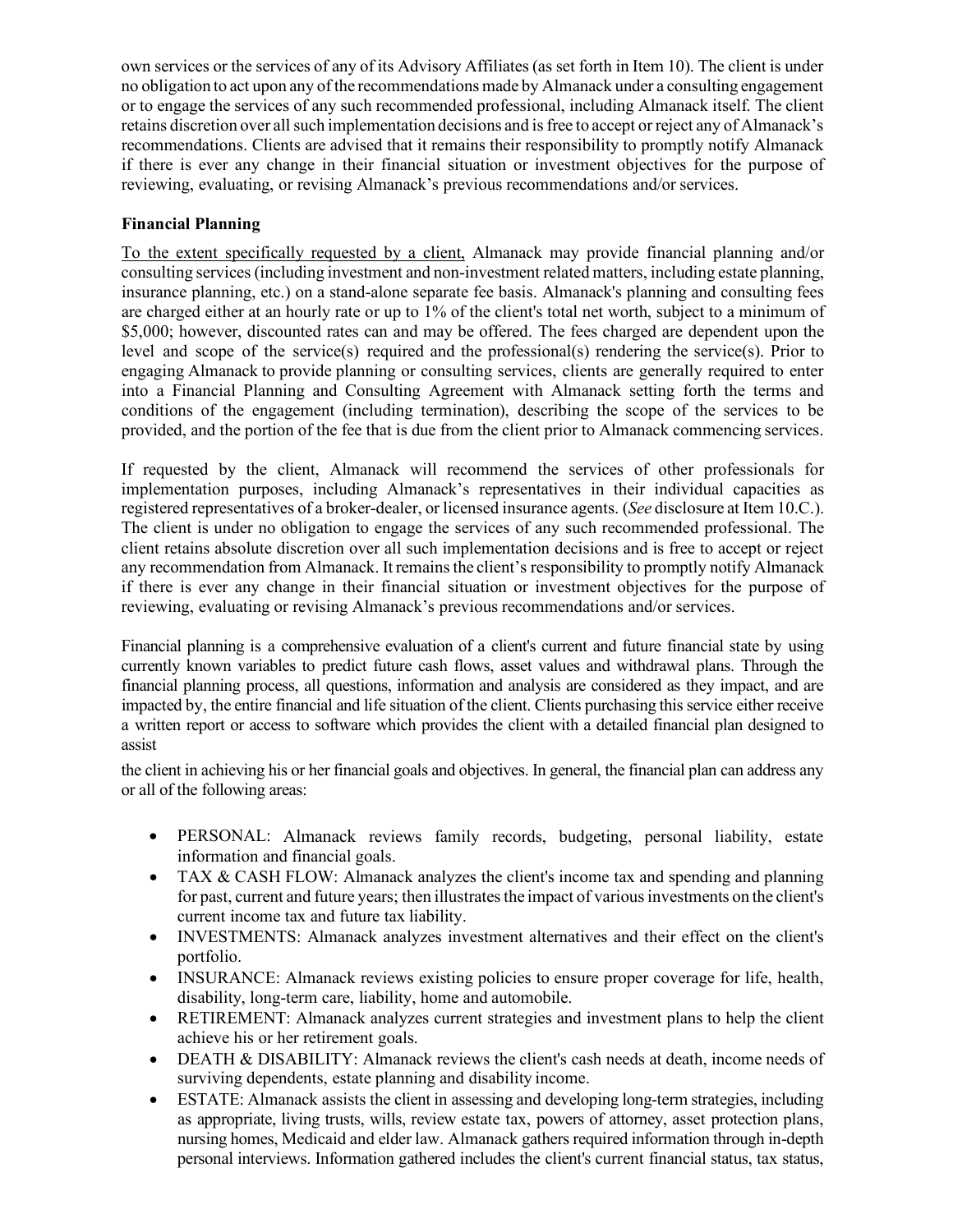own services or the services of any of its Advisory Affiliates (as set forth in Item 10). The client is under no obligation to act upon any of the recommendations made by Almanack under a consulting engagement or to engage the services of any such recommended professional, including Almanack itself. The client retains discretion over all such implementation decisions and is free to accept or reject any of Almanack's recommendations. Clients are advised that it remains their responsibility to promptly notify Almanack if there is ever any change in their financial situation or investment objectives for the purpose of reviewing, evaluating, or revising Almanack's previous recommendations and/or services.

**Financial Planning**

<u>To the extent specifically requested by a client,</u> Almanack may provide financial planning and/or consulting services (including investment and non-investment related matters, including estate planning, insurance planning, etc.) on a stand-alone separate fee basis. Almanack's planning and consulting fees are charged either at an hourly rate or up to 1% of the client's total net worth, subject to a minimum of $5,000; however, discounted rates can and may be offered. The fees charged are dependent upon the level and scope of the service(s) required and the professional(s) rendering the service(s). Prior to engaging Almanack to provide planning or consulting services, clients are generally required to enter into a Financial Planning and Consulting Agreement with Almanack setting forth the terms and conditions of the engagement (including termination), describing the scope of the services to be provided, and the portion of the fee that is due from the client prior to Almanack commencing services.

If requested by the client, Almanack will recommend the services of other professionals for implementation purposes, including Almanack's representatives in their individual capacities as registered representatives of a broker-dealer, or licensed insurance agents. (*See* disclosure at Item 10.C.). The client is under no obligation to engage the services of any such recommended professional. The client retains absolute discretion over all such implementation decisions and is free to accept or reject any recommendation from Almanack. It remains the client's responsibility to promptly notify Almanack if there is ever any change in their financial situation or investment objectives for the purpose of reviewing, evaluating or revising Almanack's previous recommendations and/or services.

Financial planning is a comprehensive evaluation of a client's current and future financial state by using currently known variables to predict future cash flows, asset values and withdrawal plans. Through the financial planning process, all questions, information and analysis are considered as they impact, and are impacted by, the entire financial and life situation of the client. Clients purchasing this service either receive a written report or access to software which provides the client with a detailed financial plan designed to assist the client in achieving his or her financial goals and objectives. In general, the financial plan can address any or all of the following areas:

- PERSONAL: Almanack reviews family records, budgeting, personal liability, estate information and financial goals.
- TAX & CASH FLOW: Almanack analyzes the client's income tax and spending and planning for past, current and future years; then illustrates the impact of various investments on the client's current income tax and future tax liability.
- INVESTMENTS: Almanack analyzes investment alternatives and their effect on the client's portfolio.
- INSURANCE: Almanack reviews existing policies to ensure proper coverage for life, health, disability, long-term care, liability, home and automobile.
- RETIREMENT: Almanack analyzes current strategies and investment plans to help the client achieve his or her retirement goals.
- DEATH & DISABILITY: Almanack reviews the client's cash needs at death, income needs of surviving dependents, estate planning and disability income.
- ESTATE: Almanack assists the client in assessing and developing long-term strategies, including as appropriate, living trusts, wills, review estate tax, powers of attorney, asset protection plans, nursing homes, Medicaid and elder law. Almanack gathers required information through in-depth personal interviews. Information gathered includes the client's current financial status, tax status,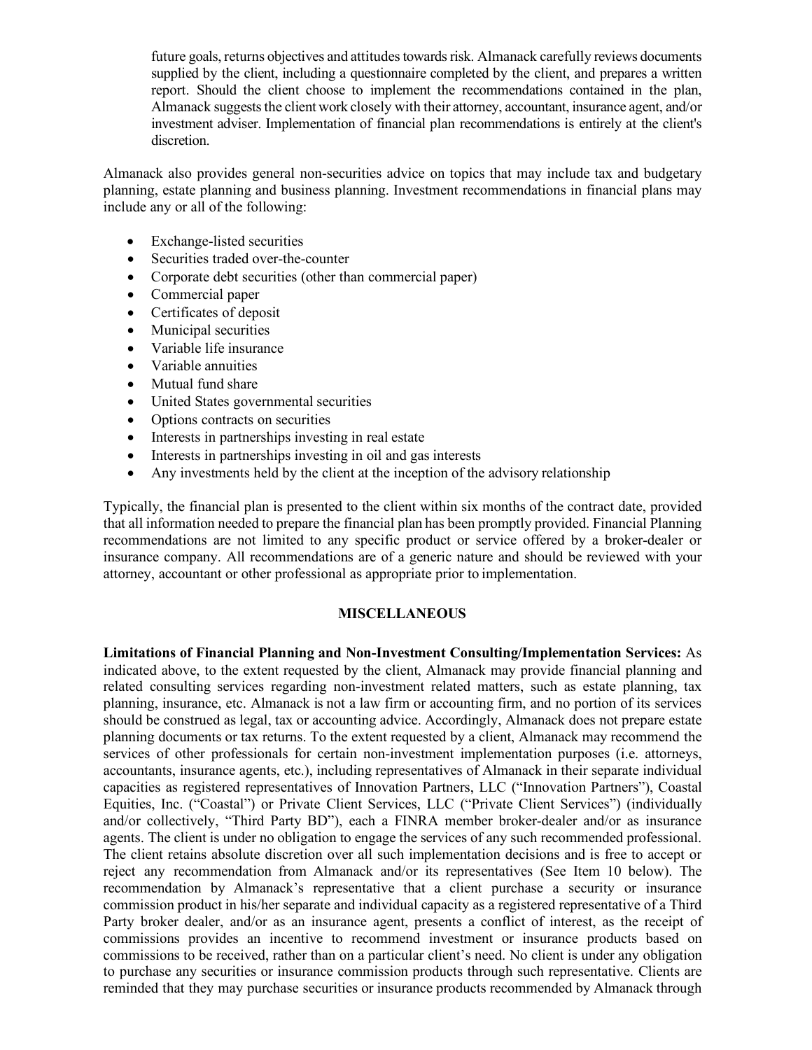future goals, returns objectives and attitudes towards risk. Almanack carefully reviews documents supplied by the client, including a questionnaire completed by the client, and prepares a written report. Should the client choose to implement the recommendations contained in the plan, Almanack suggests the client work closely with their attorney, accountant, insurance agent, and/or investment adviser. Implementation of financial plan recommendations is entirely at the client's discretion.

Almanack also provides general non-securities advice on topics that may include tax and budgetary planning, estate planning and business planning. Investment recommendations in financial plans may include any or all of the following:

- Exchange-listed securities
- Securities traded over-the-counter
- Corporate debt securities (other than commercial paper)
- Commercial paper
- Certificates of deposit
- Municipal securities
- Variable life insurance
- Variable annuities
- Mutual fund share
- United States governmental securities
- Options contracts on securities
- Interests in partnerships investing in real estate
- Interests in partnerships investing in oil and gas interests
- Any investments held by the client at the inception of the advisory relationship

Typically, the financial plan is presented to the client within six months of the contract date, provided that all information needed to prepare the financial plan has been promptly provided. Financial Planning recommendations are not limited to any specific product or service offered by a broker-dealer or insurance company. All recommendations are of a generic nature and should be reviewed with your attorney, accountant or other professional as appropriate prior to implementation.

**MISCELLANEOUS**

**Limitations of Financial Planning and Non-Investment Consulting/Implementation Services:** As indicated above, to the extent requested by the client, Almanack may provide financial planning and related consulting services regarding non-investment related matters, such as estate planning, tax planning, insurance, etc. Almanack is not a law firm or accounting firm, and no portion of its services should be construed as legal, tax or accounting advice. Accordingly, Almanack does not prepare estate planning documents or tax returns. To the extent requested by a client, Almanack may recommend the services of other professionals for certain non-investment implementation purposes (i.e. attorneys, accountants, insurance agents, etc.), including representatives of Almanack in their separate individual capacities as registered representatives of Innovation Partners, LLC ("Innovation Partners"), Coastal Equities, Inc. ("Coastal") or Private Client Services, LLC ("Private Client Services") (individually and/or collectively, "Third Party BD"), each a FINRA member broker-dealer and/or as insurance agents. The client is under no obligation to engage the services of any such recommended professional. The client retains absolute discretion over all such implementation decisions and is free to accept or reject any recommendation from Almanack and/or its representatives (See Item 10 below). The recommendation by Almanack's representative that a client purchase a security or insurance commission product in his/her separate and individual capacity as a registered representative of a Third Party broker dealer, and/or as an insurance agent, presents a conflict of interest, as the receipt of commissions provides an incentive to recommend investment or insurance products based on commissions to be received, rather than on a particular client's need. No client is under any obligation to purchase any securities or insurance commission products through such representative. Clients are reminded that they may purchase securities or insurance products recommended by Almanack through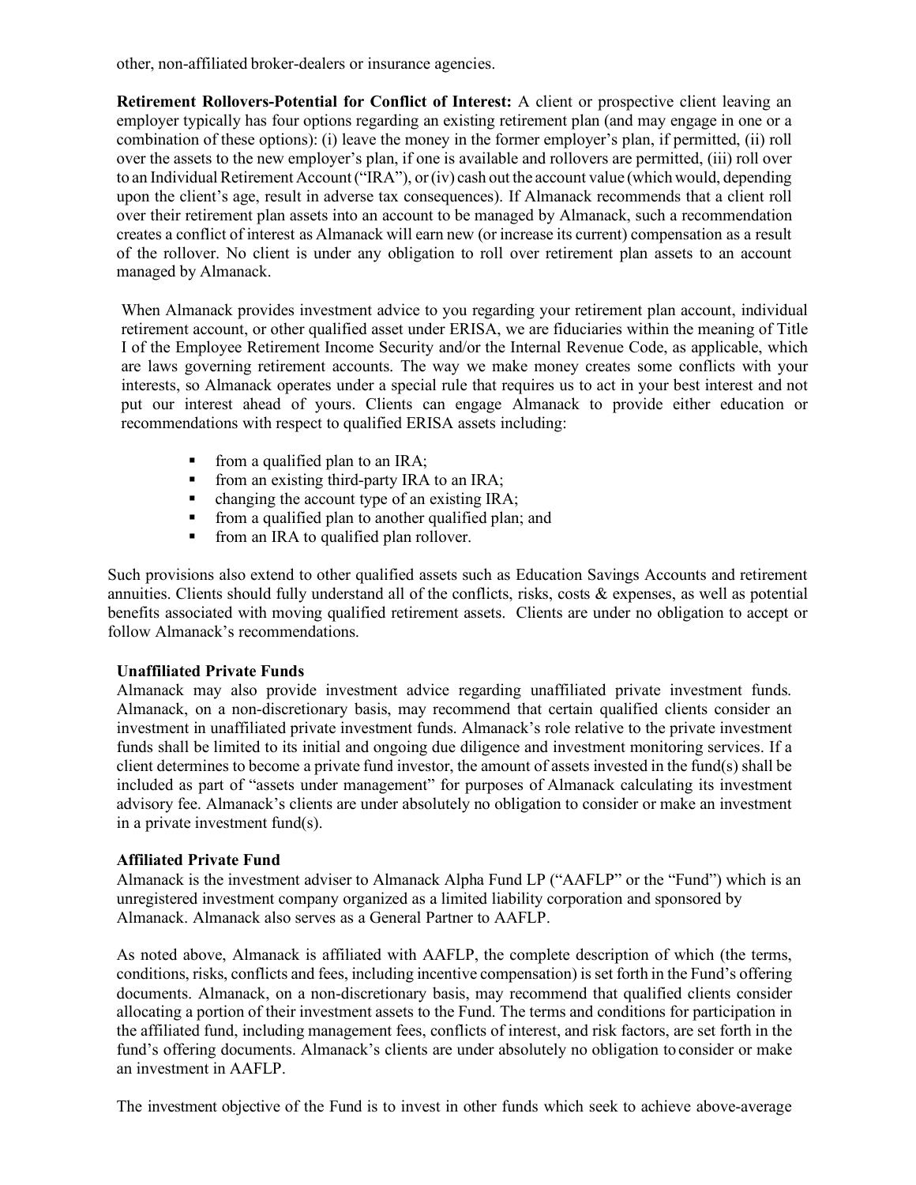other, non-affiliated broker-dealers or insurance agencies.

**Retirement Rollovers-Potential for Conflict of Interest:** A client or prospective client leaving an employer typically has four options regarding an existing retirement plan (and may engage in one or a combination of these options): (i) leave the money in the former employer's plan, if permitted, (ii) roll over the assets to the new employer's plan, if one is available and rollovers are permitted, (iii) roll over to an Individual Retirement Account ("IRA"), or (iv) cash out the account value (which would, depending upon the client's age, result in adverse tax consequences). If Almanack recommends that a client roll over their retirement plan assets into an account to be managed by Almanack, such a recommendation creates a conflict of interest as Almanack will earn new (or increase its current) compensation as a result of the rollover. No client is under any obligation to roll over retirement plan assets to an account managed by Almanack.

When Almanack provides investment advice to you regarding your retirement plan account, individual retirement account, or other qualified asset under ERISA, we are fiduciaries within the meaning of Title I of the Employee Retirement Income Security and/or the Internal Revenue Code, as applicable, which are laws governing retirement accounts. The way we make money creates some conflicts with your interests, so Almanack operates under a special rule that requires us to act in your best interest and not put our interest ahead of yours. Clients can engage Almanack to provide either education or recommendations with respect to qualified ERISA assets including:

- from a qualified plan to an IRA;
- from an existing third-party IRA to an IRA;
- changing the account type of an existing IRA;
- from a qualified plan to another qualified plan; and
- from an IRA to qualified plan rollover.

Such provisions also extend to other qualified assets such as Education Savings Accounts and retirement annuities. Clients should fully understand all of the conflicts, risks, costs & expenses, as well as potential benefits associated with moving qualified retirement assets. Clients are under no obligation to accept or follow Almanack's recommendations.

**Unaffiliated Private Funds**

Almanack may also provide investment advice regarding unaffiliated private investment funds. Almanack, on a non-discretionary basis, may recommend that certain qualified clients consider an investment in unaffiliated private investment funds. Almanack's role relative to the private investment funds shall be limited to its initial and ongoing due diligence and investment monitoring services. If a client determines to become a private fund investor, the amount of assets invested in the fund(s) shall be included as part of "assets under management" for purposes of Almanack calculating its investment advisory fee. Almanack's clients are under absolutely no obligation to consider or make an investment in a private investment fund(s).

**Affiliated Private Fund**

Almanack is the investment adviser to Almanack Alpha Fund LP ("AAFLP" or the "Fund") which is an unregistered investment company organized as a limited liability corporation and sponsored by Almanack. Almanack also serves as a General Partner to AAFLP.

As noted above, Almanack is affiliated with AAFLP, the complete description of which (the terms, conditions, risks, conflicts and fees, including incentive compensation) is set forth in the Fund's offering documents. Almanack, on a non-discretionary basis, may recommend that qualified clients consider allocating a portion of their investment assets to the Fund. The terms and conditions for participation in the affiliated fund, including management fees, conflicts of interest, and risk factors, are set forth in the fund's offering documents. Almanack's clients are under absolutely no obligation to consider or make an investment in AAFLP.

The investment objective of the Fund is to invest in other funds which seek to achieve above-average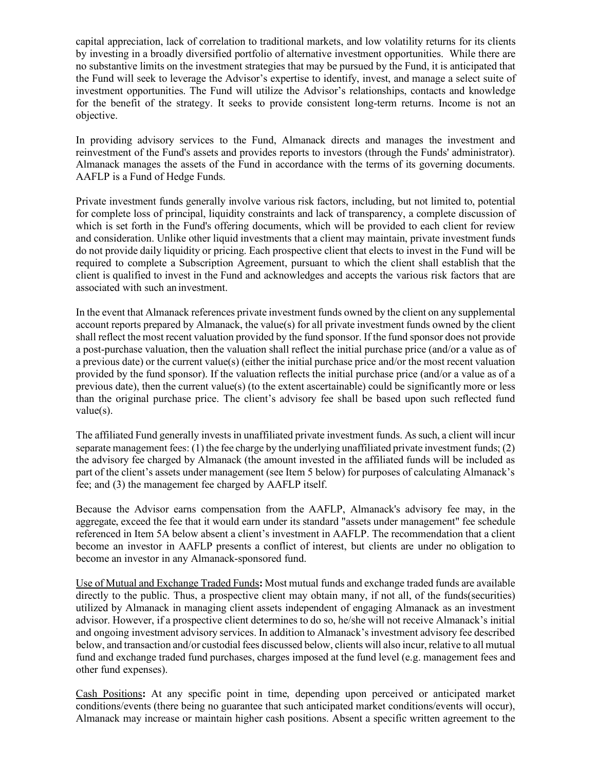capital appreciation, lack of correlation to traditional markets, and low volatility returns for its clients by investing in a broadly diversified portfolio of alternative investment opportunities. While there are no substantive limits on the investment strategies that may be pursued by the Fund, it is anticipated that the Fund will seek to leverage the Advisor's expertise to identify, invest, and manage a select suite of investment opportunities. The Fund will utilize the Advisor's relationships, contacts and knowledge for the benefit of the strategy. It seeks to provide consistent long-term returns. Income is not an objective.

In providing advisory services to the Fund, Almanack directs and manages the investment and reinvestment of the Fund's assets and provides reports to investors (through the Funds' administrator). Almanack manages the assets of the Fund in accordance with the terms of its governing documents. AAFLP is a Fund of Hedge Funds.

Private investment funds generally involve various risk factors, including, but not limited to, potential for complete loss of principal, liquidity constraints and lack of transparency, a complete discussion of which is set forth in the Fund's offering documents, which will be provided to each client for review and consideration. Unlike other liquid investments that a client may maintain, private investment funds do not provide daily liquidity or pricing. Each prospective client that elects to invest in the Fund will be required to complete a Subscription Agreement, pursuant to which the client shall establish that the client is qualified to invest in the Fund and acknowledges and accepts the various risk factors that are associated with such an investment.

In the event that Almanack references private investment funds owned by the client on any supplemental account reports prepared by Almanack, the value(s) for all private investment funds owned by the client shall reflect the most recent valuation provided by the fund sponsor. If the fund sponsor does not provide a post-purchase valuation, then the valuation shall reflect the initial purchase price (and/or a value as of a previous date) or the current value(s) (either the initial purchase price and/or the most recent valuation provided by the fund sponsor). If the valuation reflects the initial purchase price (and/or a value as of a previous date), then the current value(s) (to the extent ascertainable) could be significantly more or less than the original purchase price. The client's advisory fee shall be based upon such reflected fund value(s).

The affiliated Fund generally invests in unaffiliated private investment funds. As such, a client will incur separate management fees: (1) the fee charge by the underlying unaffiliated private investment funds; (2) the advisory fee charged by Almanack (the amount invested in the affiliated funds will be included as part of the client's assets under management (see Item 5 below) for purposes of calculating Almanack's fee; and (3) the management fee charged by AAFLP itself.

Because the Advisor earns compensation from the AAFLP, Almanack's advisory fee may, in the aggregate, exceed the fee that it would earn under its standard "assets under management" fee schedule referenced in Item 5A below absent a client's investment in AAFLP. The recommendation that a client become an investor in AAFLP presents a conflict of interest, but clients are under no obligation to become an investor in any Almanack-sponsored fund.

<u>Use of Mutual and Exchange Traded Funds</u>**:** Most mutual funds and exchange traded funds are available directly to the public. Thus, a prospective client may obtain many, if not all, of the funds(securities) utilized by Almanack in managing client assets independent of engaging Almanack as an investment advisor. However, if a prospective client determines to do so, he/she will not receive Almanack's initial and ongoing investment advisory services. In addition to Almanack's investment advisory fee described below, and transaction and/or custodial fees discussed below, clients will also incur, relative to all mutual fund and exchange traded fund purchases, charges imposed at the fund level (e.g. management fees and other fund expenses).

<u>Cash Positions</u>**:** At any specific point in time, depending upon perceived or anticipated market conditions/events (there being no guarantee that such anticipated market conditions/events will occur), Almanack may increase or maintain higher cash positions. Absent a specific written agreement to the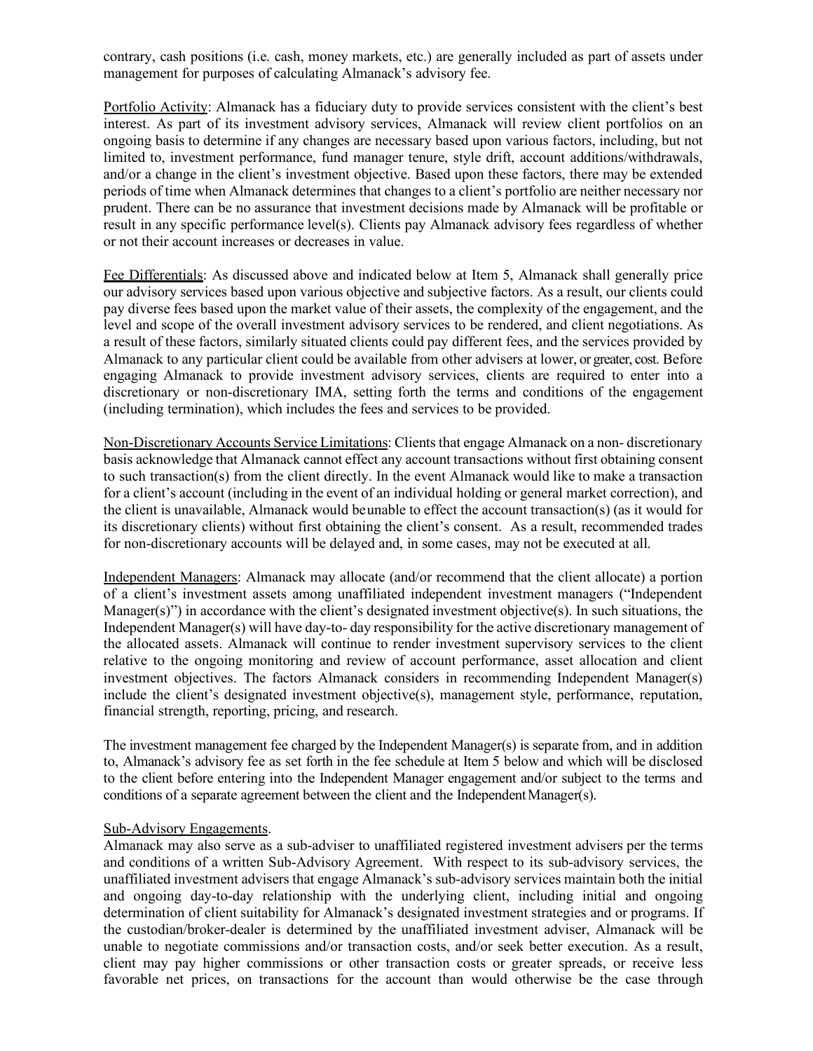contrary, cash positions (i.e. cash, money markets, etc.) are generally included as part of assets under management for purposes of calculating Almanack's advisory fee.

Portfolio Activity: Almanack has a fiduciary duty to provide services consistent with the client's best interest. As part of its investment advisory services, Almanack will review client portfolios on an ongoing basis to determine if any changes are necessary based upon various factors, including, but not limited to, investment performance, fund manager tenure, style drift, account additions/withdrawals, and/or a change in the client's investment objective. Based upon these factors, there may be extended periods of time when Almanack determines that changes to a client's portfolio are neither necessary nor prudent. There can be no assurance that investment decisions made by Almanack will be profitable or result in any specific performance level(s). Clients pay Almanack advisory fees regardless of whether or not their account increases or decreases in value.

Fee Differentials: As discussed above and indicated below at Item 5, Almanack shall generally price our advisory services based upon various objective and subjective factors. As a result, our clients could pay diverse fees based upon the market value of their assets, the complexity of the engagement, and the level and scope of the overall investment advisory services to be rendered, and client negotiations. As a result of these factors, similarly situated clients could pay different fees, and the services provided by Almanack to any particular client could be available from other advisers at lower, or greater, cost. Before engaging Almanack to provide investment advisory services, clients are required to enter into a discretionary or non-discretionary IMA, setting forth the terms and conditions of the engagement (including termination), which includes the fees and services to be provided.

Non-Discretionary Accounts Service Limitations: Clients that engage Almanack on a non- discretionary basis acknowledge that Almanack cannot effect any account transactions without first obtaining consent to such transaction(s) from the client directly. In the event Almanack would like to make a transaction for a client's account (including in the event of an individual holding or general market correction), and the client is unavailable, Almanack would be unable to effect the account transaction(s) (as it would for its discretionary clients) without first obtaining the client's consent. As a result, recommended trades for non-discretionary accounts will be delayed and, in some cases, may not be executed at all.

Independent Managers: Almanack may allocate (and/or recommend that the client allocate) a portion of a client's investment assets among unaffiliated independent investment managers ("Independent Manager(s)") in accordance with the client's designated investment objective(s). In such situations, the Independent Manager(s) will have day-to- day responsibility for the active discretionary management of the allocated assets. Almanack will continue to render investment supervisory services to the client relative to the ongoing monitoring and review of account performance, asset allocation and client investment objectives. The factors Almanack considers in recommending Independent Manager(s) include the client's designated investment objective(s), management style, performance, reputation, financial strength, reporting, pricing, and research.

The investment management fee charged by the Independent Manager(s) is separate from, and in addition to, Almanack's advisory fee as set forth in the fee schedule at Item 5 below and which will be disclosed to the client before entering into the Independent Manager engagement and/or subject to the terms and conditions of a separate agreement between the client and the Independent Manager(s).

Sub-Advisory Engagements.

Almanack may also serve as a sub-adviser to unaffiliated registered investment advisers per the terms and conditions of a written Sub-Advisory Agreement. With respect to its sub-advisory services, the unaffiliated investment advisers that engage Almanack's sub-advisory services maintain both the initial and ongoing day-to-day relationship with the underlying client, including initial and ongoing determination of client suitability for Almanack's designated investment strategies and or programs. If the custodian/broker-dealer is determined by the unaffiliated investment adviser, Almanack will be unable to negotiate commissions and/or transaction costs, and/or seek better execution. As a result, client may pay higher commissions or other transaction costs or greater spreads, or receive less favorable net prices, on transactions for the account than would otherwise be the case through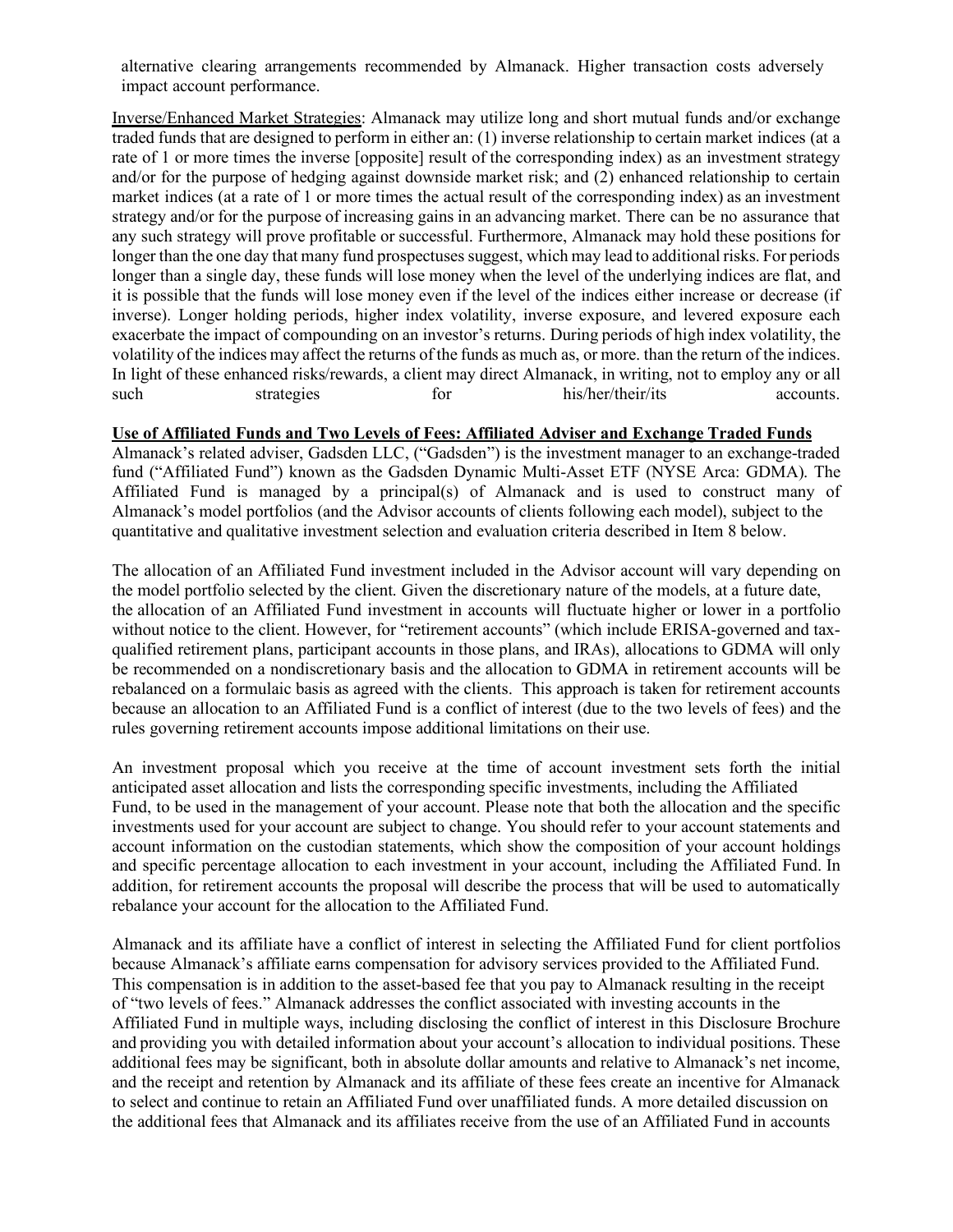alternative clearing arrangements recommended by Almanack. Higher transaction costs adversely impact account performance.

Inverse/Enhanced Market Strategies: Almanack may utilize long and short mutual funds and/or exchange traded funds that are designed to perform in either an: (1) inverse relationship to certain market indices (at a rate of 1 or more times the inverse [opposite] result of the corresponding index) as an investment strategy and/or for the purpose of hedging against downside market risk; and (2) enhanced relationship to certain market indices (at a rate of 1 or more times the actual result of the corresponding index) as an investment strategy and/or for the purpose of increasing gains in an advancing market. There can be no assurance that any such strategy will prove profitable or successful. Furthermore, Almanack may hold these positions for longer than the one day that many fund prospectuses suggest, which may lead to additional risks. For periods longer than a single day, these funds will lose money when the level of the underlying indices are flat, and it is possible that the funds will lose money even if the level of the indices either increase or decrease (if inverse). Longer holding periods, higher index volatility, inverse exposure, and levered exposure each exacerbate the impact of compounding on an investor's returns. During periods of high index volatility, the volatility of the indices may affect the returns of the funds as much as, or more. than the return of the indices. In light of these enhanced risks/rewards, a client may direct Almanack, in writing, not to employ any or all such strategies for his/her/their/its accounts.

**Use of Affiliated Funds and Two Levels of Fees: Affiliated Adviser and Exchange Traded Funds**

Almanack's related adviser, Gadsden LLC, ("Gadsden") is the investment manager to an exchange-traded fund ("Affiliated Fund") known as the Gadsden Dynamic Multi-Asset ETF (NYSE Arca: GDMA). The Affiliated Fund is managed by a principal(s) of Almanack and is used to construct many of Almanack's model portfolios (and the Advisor accounts of clients following each model), subject to the quantitative and qualitative investment selection and evaluation criteria described in Item 8 below.

The allocation of an Affiliated Fund investment included in the Advisor account will vary depending on the model portfolio selected by the client. Given the discretionary nature of the models, at a future date, the allocation of an Affiliated Fund investment in accounts will fluctuate higher or lower in a portfolio without notice to the client. However, for "retirement accounts" (which include ERISA-governed and tax-qualified retirement plans, participant accounts in those plans, and IRAs), allocations to GDMA will only be recommended on a nondiscretionary basis and the allocation to GDMA in retirement accounts will be rebalanced on a formulaic basis as agreed with the clients. This approach is taken for retirement accounts because an allocation to an Affiliated Fund is a conflict of interest (due to the two levels of fees) and the rules governing retirement accounts impose additional limitations on their use.

An investment proposal which you receive at the time of account investment sets forth the initial anticipated asset allocation and lists the corresponding specific investments, including the Affiliated Fund, to be used in the management of your account. Please note that both the allocation and the specific investments used for your account are subject to change. You should refer to your account statements and account information on the custodian statements, which show the composition of your account holdings and specific percentage allocation to each investment in your account, including the Affiliated Fund. In addition, for retirement accounts the proposal will describe the process that will be used to automatically rebalance your account for the allocation to the Affiliated Fund.

Almanack and its affiliate have a conflict of interest in selecting the Affiliated Fund for client portfolios because Almanack's affiliate earns compensation for advisory services provided to the Affiliated Fund. This compensation is in addition to the asset-based fee that you pay to Almanack resulting in the receipt of "two levels of fees." Almanack addresses the conflict associated with investing accounts in the Affiliated Fund in multiple ways, including disclosing the conflict of interest in this Disclosure Brochure and providing you with detailed information about your account's allocation to individual positions. These additional fees may be significant, both in absolute dollar amounts and relative to Almanack's net income, and the receipt and retention by Almanack and its affiliate of these fees create an incentive for Almanack to select and continue to retain an Affiliated Fund over unaffiliated funds. A more detailed discussion on the additional fees that Almanack and its affiliates receive from the use of an Affiliated Fund in accounts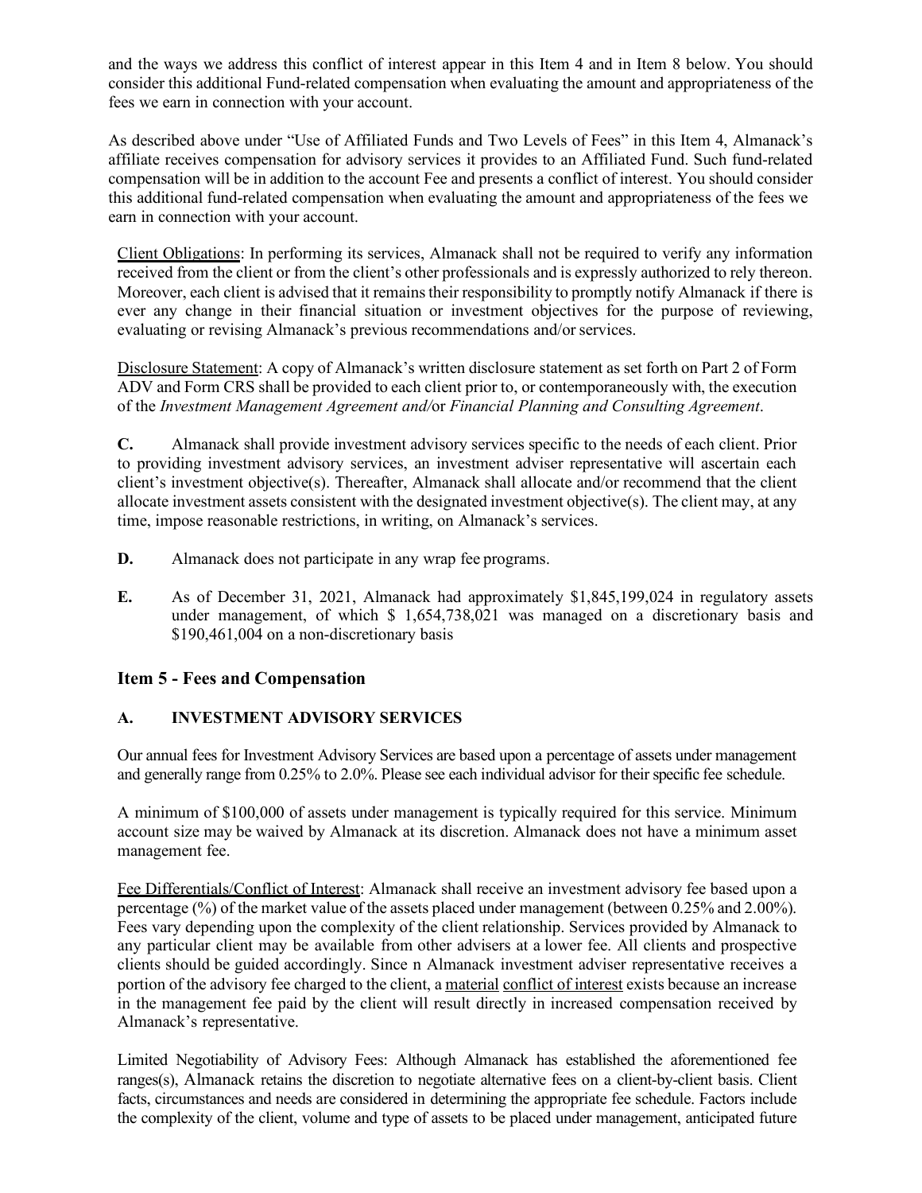and the ways we address this conflict of interest appear in this Item 4 and in Item 8 below. You should consider this additional Fund-related compensation when evaluating the amount and appropriateness of the fees we earn in connection with your account.

As described above under "Use of Affiliated Funds and Two Levels of Fees" in this Item 4, Almanack's affiliate receives compensation for advisory services it provides to an Affiliated Fund. Such fund-related compensation will be in addition to the account Fee and presents a conflict of interest. You should consider this additional fund-related compensation when evaluating the amount and appropriateness of the fees we earn in connection with your account.

Client Obligations: In performing its services, Almanack shall not be required to verify any information received from the client or from the client's other professionals and is expressly authorized to rely thereon. Moreover, each client is advised that it remains their responsibility to promptly notify Almanack if there is ever any change in their financial situation or investment objectives for the purpose of reviewing, evaluating or revising Almanack's previous recommendations and/or services.

Disclosure Statement: A copy of Almanack's written disclosure statement as set forth on Part 2 of Form ADV and Form CRS shall be provided to each client prior to, or contemporaneously with, the execution of the *Investment Management Agreement and/*or *Financial Planning and Consulting Agreement*.

**C.** Almanack shall provide investment advisory services specific to the needs of each client. Prior to providing investment advisory services, an investment adviser representative will ascertain each client's investment objective(s). Thereafter, Almanack shall allocate and/or recommend that the client allocate investment assets consistent with the designated investment objective(s). The client may, at any time, impose reasonable restrictions, in writing, on Almanack's services.

**D.** Almanack does not participate in any wrap fee programs.

**E.** As of December 31, 2021, Almanack had approximately $1,845,199,024 in regulatory assets under management, of which $ 1,654,738,021 was managed on a discretionary basis and $190,461,004 on a non-discretionary basis

## Item 5 - Fees and Compensation

### A. INVESTMENT ADVISORY SERVICES

Our annual fees for Investment Advisory Services are based upon a percentage of assets under management and generally range from 0.25% to 2.0%. Please see each individual advisor for their specific fee schedule.

A minimum of $100,000 of assets under management is typically required for this service. Minimum account size may be waived by Almanack at its discretion. Almanack does not have a minimum asset management fee.

Fee Differentials/Conflict of Interest: Almanack shall receive an investment advisory fee based upon a percentage (%) of the market value of the assets placed under management (between 0.25% and 2.00%). Fees vary depending upon the complexity of the client relationship. Services provided by Almanack to any particular client may be available from other advisers at a lower fee. All clients and prospective clients should be guided accordingly. Since n Almanack investment adviser representative receives a portion of the advisory fee charged to the client, a material conflict of interest exists because an increase in the management fee paid by the client will result directly in increased compensation received by Almanack's representative.

Limited Negotiability of Advisory Fees: Although Almanack has established the aforementioned fee ranges(s), Almanack retains the discretion to negotiate alternative fees on a client-by-client basis. Client facts, circumstances and needs are considered in determining the appropriate fee schedule. Factors include the complexity of the client, volume and type of assets to be placed under management, anticipated future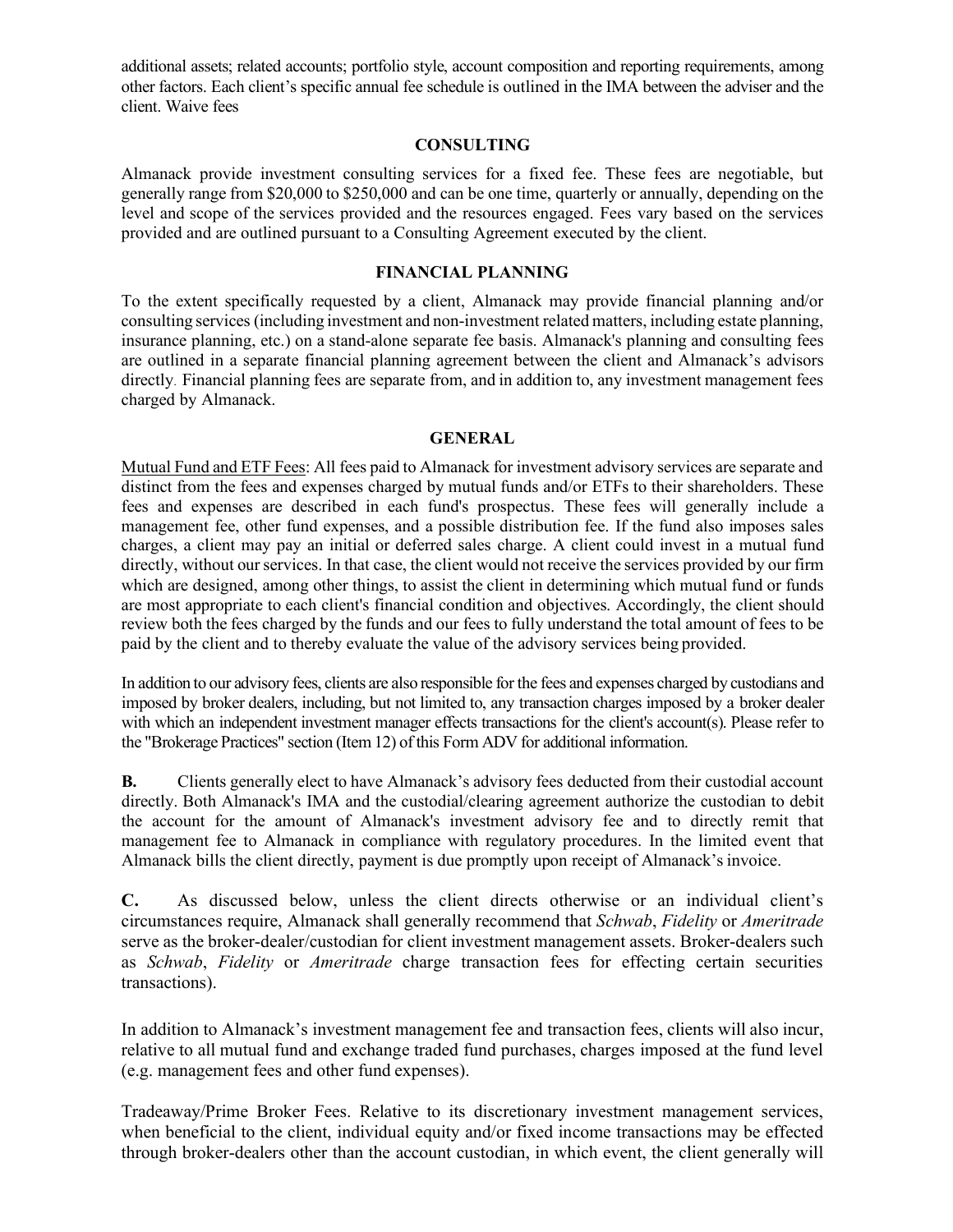additional assets; related accounts; portfolio style, account composition and reporting requirements, among other factors. Each client's specific annual fee schedule is outlined in the IMA between the adviser and the client. Waive fees

**CONSULTING**

Almanack provide investment consulting services for a fixed fee. These fees are negotiable, but generally range from $20,000 to $250,000 and can be one time, quarterly or annually, depending on the level and scope of the services provided and the resources engaged. Fees vary based on the services provided and are outlined pursuant to a Consulting Agreement executed by the client.

**FINANCIAL PLANNING**

To the extent specifically requested by a client, Almanack may provide financial planning and/or consulting services (including investment and non-investment related matters, including estate planning, insurance planning, etc.) on a stand-alone separate fee basis. Almanack's planning and consulting fees are outlined in a separate financial planning agreement between the client and Almanack's advisors directly. Financial planning fees are separate from, and in addition to, any investment management fees charged by Almanack.

**GENERAL**

Mutual Fund and ETF Fees: All fees paid to Almanack for investment advisory services are separate and distinct from the fees and expenses charged by mutual funds and/or ETFs to their shareholders. These fees and expenses are described in each fund's prospectus. These fees will generally include a management fee, other fund expenses, and a possible distribution fee. If the fund also imposes sales charges, a client may pay an initial or deferred sales charge. A client could invest in a mutual fund directly, without our services. In that case, the client would not receive the services provided by our firm which are designed, among other things, to assist the client in determining which mutual fund or funds are most appropriate to each client's financial condition and objectives. Accordingly, the client should review both the fees charged by the funds and our fees to fully understand the total amount of fees to be paid by the client and to thereby evaluate the value of the advisory services being provided.

In addition to our advisory fees, clients are also responsible for the fees and expenses charged by custodians and imposed by broker dealers, including, but not limited to, any transaction charges imposed by a broker dealer with which an independent investment manager effects transactions for the client's account(s). Please refer to the "Brokerage Practices" section (Item 12) of this Form ADV for additional information.

**B.** Clients generally elect to have Almanack's advisory fees deducted from their custodial account directly. Both Almanack's IMA and the custodial/clearing agreement authorize the custodian to debit the account for the amount of Almanack's investment advisory fee and to directly remit that management fee to Almanack in compliance with regulatory procedures. In the limited event that Almanack bills the client directly, payment is due promptly upon receipt of Almanack's invoice.

**C.** As discussed below, unless the client directs otherwise or an individual client's circumstances require, Almanack shall generally recommend that *Schwab*, *Fidelity* or *Ameritrade* serve as the broker-dealer/custodian for client investment management assets. Broker-dealers such as *Schwab*, *Fidelity* or *Ameritrade* charge transaction fees for effecting certain securities transactions).

In addition to Almanack's investment management fee and transaction fees, clients will also incur, relative to all mutual fund and exchange traded fund purchases, charges imposed at the fund level (e.g. management fees and other fund expenses).

Tradeaway/Prime Broker Fees. Relative to its discretionary investment management services, when beneficial to the client, individual equity and/or fixed income transactions may be effected through broker-dealers other than the account custodian, in which event, the client generally will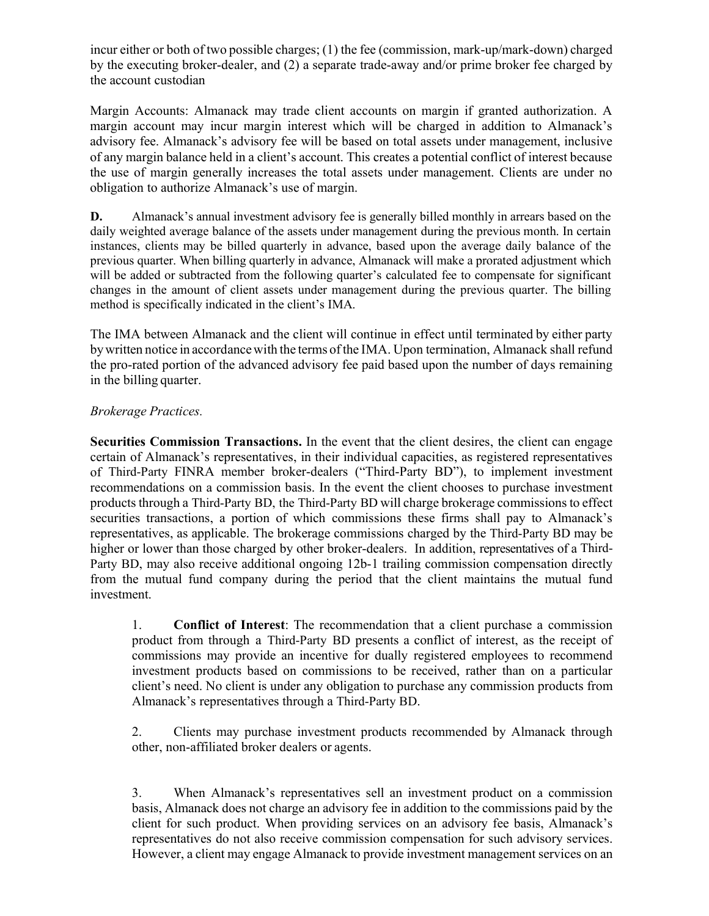incur either or both of two possible charges; (1) the fee (commission, mark-up/mark-down) charged by the executing broker-dealer, and (2) a separate trade-away and/or prime broker fee charged by the account custodian

Margin Accounts: Almanack may trade client accounts on margin if granted authorization. A margin account may incur margin interest which will be charged in addition to Almanack's advisory fee. Almanack's advisory fee will be based on total assets under management, inclusive of any margin balance held in a client's account. This creates a potential conflict of interest because the use of margin generally increases the total assets under management. Clients are under no obligation to authorize Almanack's use of margin.

**D.** Almanack's annual investment advisory fee is generally billed monthly in arrears based on the daily weighted average balance of the assets under management during the previous month. In certain instances, clients may be billed quarterly in advance, based upon the average daily balance of the previous quarter. When billing quarterly in advance, Almanack will make a prorated adjustment which will be added or subtracted from the following quarter's calculated fee to compensate for significant changes in the amount of client assets under management during the previous quarter. The billing method is specifically indicated in the client's IMA.

The IMA between Almanack and the client will continue in effect until terminated by either party by written notice in accordance with the terms of the IMA. Upon termination, Almanack shall refund the pro-rated portion of the advanced advisory fee paid based upon the number of days remaining in the billing quarter.

*Brokerage Practices.*

**Securities Commission Transactions.** In the event that the client desires, the client can engage certain of Almanack's representatives, in their individual capacities, as registered representatives of Third-Party FINRA member broker-dealers ("Third-Party BD"), to implement investment recommendations on a commission basis. In the event the client chooses to purchase investment products through a Third-Party BD, the Third-Party BD will charge brokerage commissions to effect securities transactions, a portion of which commissions these firms shall pay to Almanack's representatives, as applicable. The brokerage commissions charged by the Third-Party BD may be higher or lower than those charged by other broker-dealers. In addition, representatives of a Third-Party BD, may also receive additional ongoing 12b-1 trailing commission compensation directly from the mutual fund company during the period that the client maintains the mutual fund investment.

1. **Conflict of Interest**: The recommendation that a client purchase a commission product from through a Third-Party BD presents a conflict of interest, as the receipt of commissions may provide an incentive for dually registered employees to recommend investment products based on commissions to be received, rather than on a particular client's need. No client is under any obligation to purchase any commission products from Almanack's representatives through a Third-Party BD.

2. Clients may purchase investment products recommended by Almanack through other, non-affiliated broker dealers or agents.

3. When Almanack's representatives sell an investment product on a commission basis, Almanack does not charge an advisory fee in addition to the commissions paid by the client for such product. When providing services on an advisory fee basis, Almanack's representatives do not also receive commission compensation for such advisory services. However, a client may engage Almanack to provide investment management services on an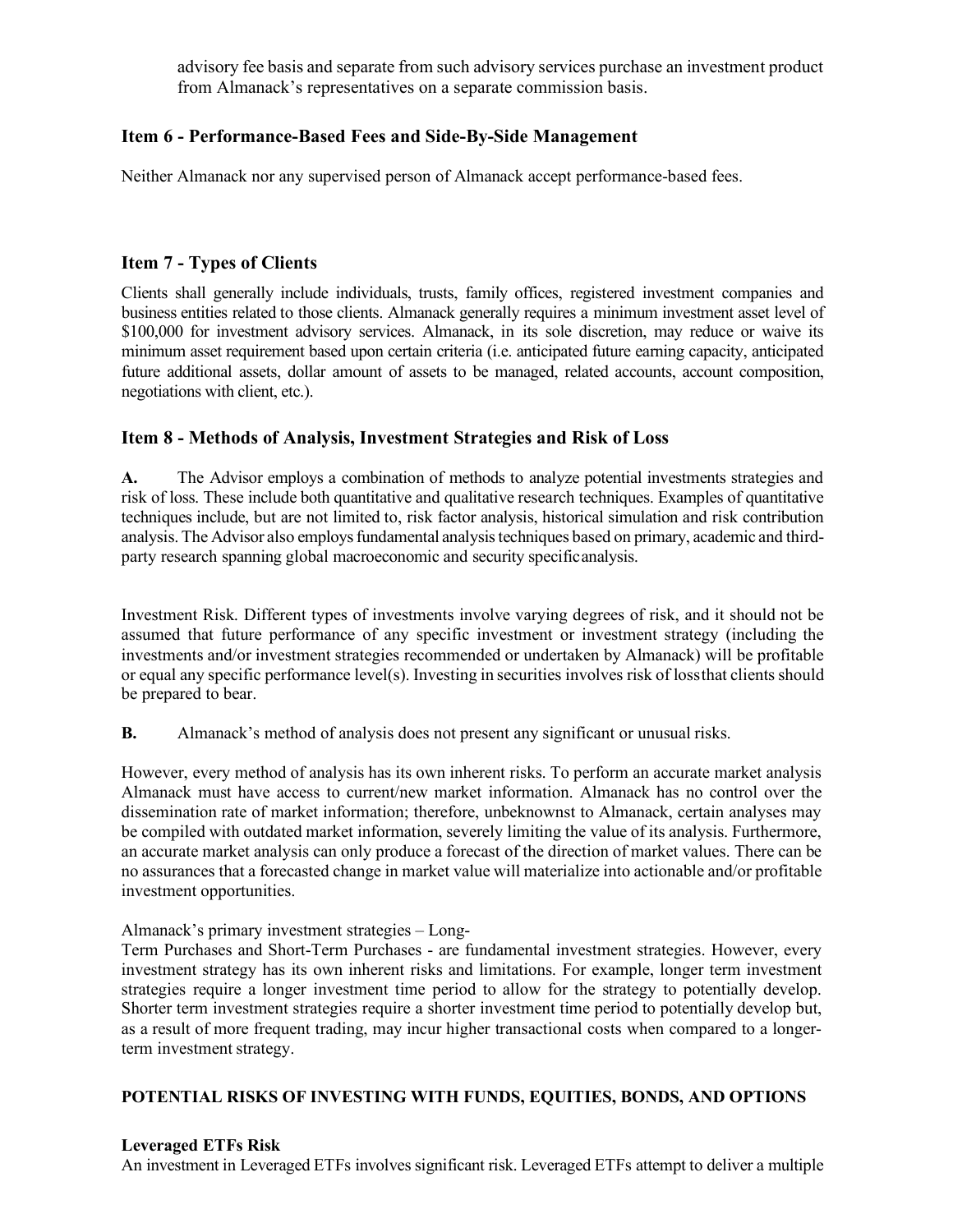advisory fee basis and separate from such advisory services purchase an investment product from Almanack's representatives on a separate commission basis.

## Item 6 - Performance-Based Fees and Side-By-Side Management

Neither Almanack nor any supervised person of Almanack accept performance-based fees.

## Item 7 - Types of Clients

Clients shall generally include individuals, trusts, family offices, registered investment companies and business entities related to those clients. Almanack generally requires a minimum investment asset level of $100,000 for investment advisory services. Almanack, in its sole discretion, may reduce or waive its minimum asset requirement based upon certain criteria (i.e. anticipated future earning capacity, anticipated future additional assets, dollar amount of assets to be managed, related accounts, account composition, negotiations with client, etc.).

## Item 8 - Methods of Analysis, Investment Strategies and Risk of Loss

**A.** The Advisor employs a combination of methods to analyze potential investments strategies and risk of loss. These include both quantitative and qualitative research techniques. Examples of quantitative techniques include, but are not limited to, risk factor analysis, historical simulation and risk contribution analysis. The Advisor also employs fundamental analysis techniques based on primary, academic and third-party research spanning global macroeconomic and security specific analysis.

Investment Risk. Different types of investments involve varying degrees of risk, and it should not be assumed that future performance of any specific investment or investment strategy (including the investments and/or investment strategies recommended or undertaken by Almanack) will be profitable or equal any specific performance level(s). Investing in securities involves risk of loss that clients should be prepared to bear.

**B.** Almanack's method of analysis does not present any significant or unusual risks.

However, every method of analysis has its own inherent risks. To perform an accurate market analysis Almanack must have access to current/new market information. Almanack has no control over the dissemination rate of market information; therefore, unbeknownst to Almanack, certain analyses may be compiled with outdated market information, severely limiting the value of its analysis. Furthermore, an accurate market analysis can only produce a forecast of the direction of market values. There can be no assurances that a forecasted change in market value will materialize into actionable and/or profitable investment opportunities.

Almanack's primary investment strategies – Long-Term Purchases and Short-Term Purchases - are fundamental investment strategies. However, every investment strategy has its own inherent risks and limitations. For example, longer term investment strategies require a longer investment time period to allow for the strategy to potentially develop. Shorter term investment strategies require a shorter investment time period to potentially develop but, as a result of more frequent trading, may incur higher transactional costs when compared to a longer-term investment strategy.

**POTENTIAL RISKS OF INVESTING WITH FUNDS, EQUITIES, BONDS, AND OPTIONS**

**Leveraged ETFs Risk**

An investment in Leveraged ETFs involves significant risk. Leveraged ETFs attempt to deliver a multiple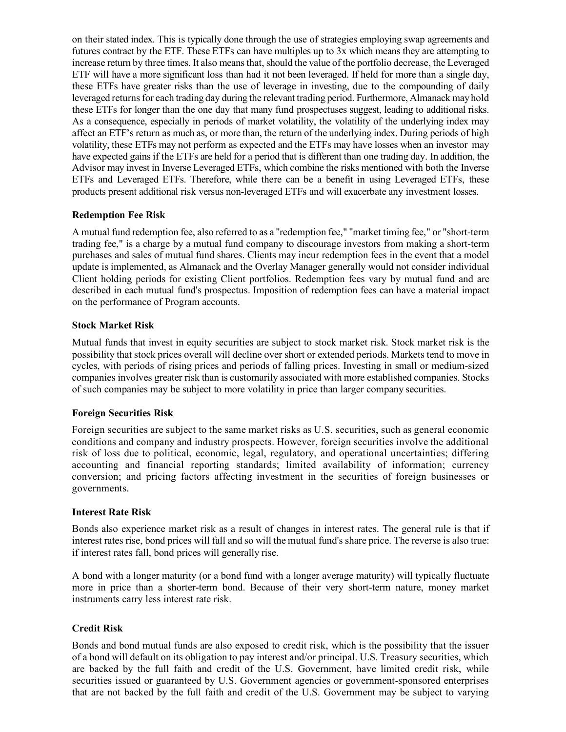on their stated index. This is typically done through the use of strategies employing swap agreements and futures contract by the ETF. These ETFs can have multiples up to 3x which means they are attempting to increase return by three times. It also means that, should the value of the portfolio decrease, the Leveraged ETF will have a more significant loss than had it not been leveraged. If held for more than a single day, these ETFs have greater risks than the use of leverage in investing, due to the compounding of daily leveraged returns for each trading day during the relevant trading period. Furthermore, Almanack may hold these ETFs for longer than the one day that many fund prospectuses suggest, leading to additional risks. As a consequence, especially in periods of market volatility, the volatility of the underlying index may affect an ETF's return as much as, or more than, the return of the underlying index. During periods of high volatility, these ETFs may not perform as expected and the ETFs may have losses when an investor may have expected gains if the ETFs are held for a period that is different than one trading day. In addition, the Advisor may invest in Inverse Leveraged ETFs, which combine the risks mentioned with both the Inverse ETFs and Leveraged ETFs. Therefore, while there can be a benefit in using Leveraged ETFs, these products present additional risk versus non-leveraged ETFs and will exacerbate any investment losses.

**Redemption Fee Risk**

A mutual fund redemption fee, also referred to as a "redemption fee," "market timing fee," or "short-term trading fee," is a charge by a mutual fund company to discourage investors from making a short-term purchases and sales of mutual fund shares. Clients may incur redemption fees in the event that a model update is implemented, as Almanack and the Overlay Manager generally would not consider individual Client holding periods for existing Client portfolios. Redemption fees vary by mutual fund and are described in each mutual fund's prospectus. Imposition of redemption fees can have a material impact on the performance of Program accounts.

**Stock Market Risk**

Mutual funds that invest in equity securities are subject to stock market risk. Stock market risk is the possibility that stock prices overall will decline over short or extended periods. Markets tend to move in cycles, with periods of rising prices and periods of falling prices. Investing in small or medium-sized companies involves greater risk than is customarily associated with more established companies. Stocks of such companies may be subject to more volatility in price than larger company securities.

**Foreign Securities Risk**

Foreign securities are subject to the same market risks as U.S. securities, such as general economic conditions and company and industry prospects. However, foreign securities involve the additional risk of loss due to political, economic, legal, regulatory, and operational uncertainties; differing accounting and financial reporting standards; limited availability of information; currency conversion; and pricing factors affecting investment in the securities of foreign businesses or governments.

**Interest Rate Risk**

Bonds also experience market risk as a result of changes in interest rates. The general rule is that if interest rates rise, bond prices will fall and so will the mutual fund's share price. The reverse is also true: if interest rates fall, bond prices will generally rise.

A bond with a longer maturity (or a bond fund with a longer average maturity) will typically fluctuate more in price than a shorter-term bond. Because of their very short-term nature, money market instruments carry less interest rate risk.

**Credit Risk**

Bonds and bond mutual funds are also exposed to credit risk, which is the possibility that the issuer of a bond will default on its obligation to pay interest and/or principal. U.S. Treasury securities, which are backed by the full faith and credit of the U.S. Government, have limited credit risk, while securities issued or guaranteed by U.S. Government agencies or government-sponsored enterprises that are not backed by the full faith and credit of the U.S. Government may be subject to varying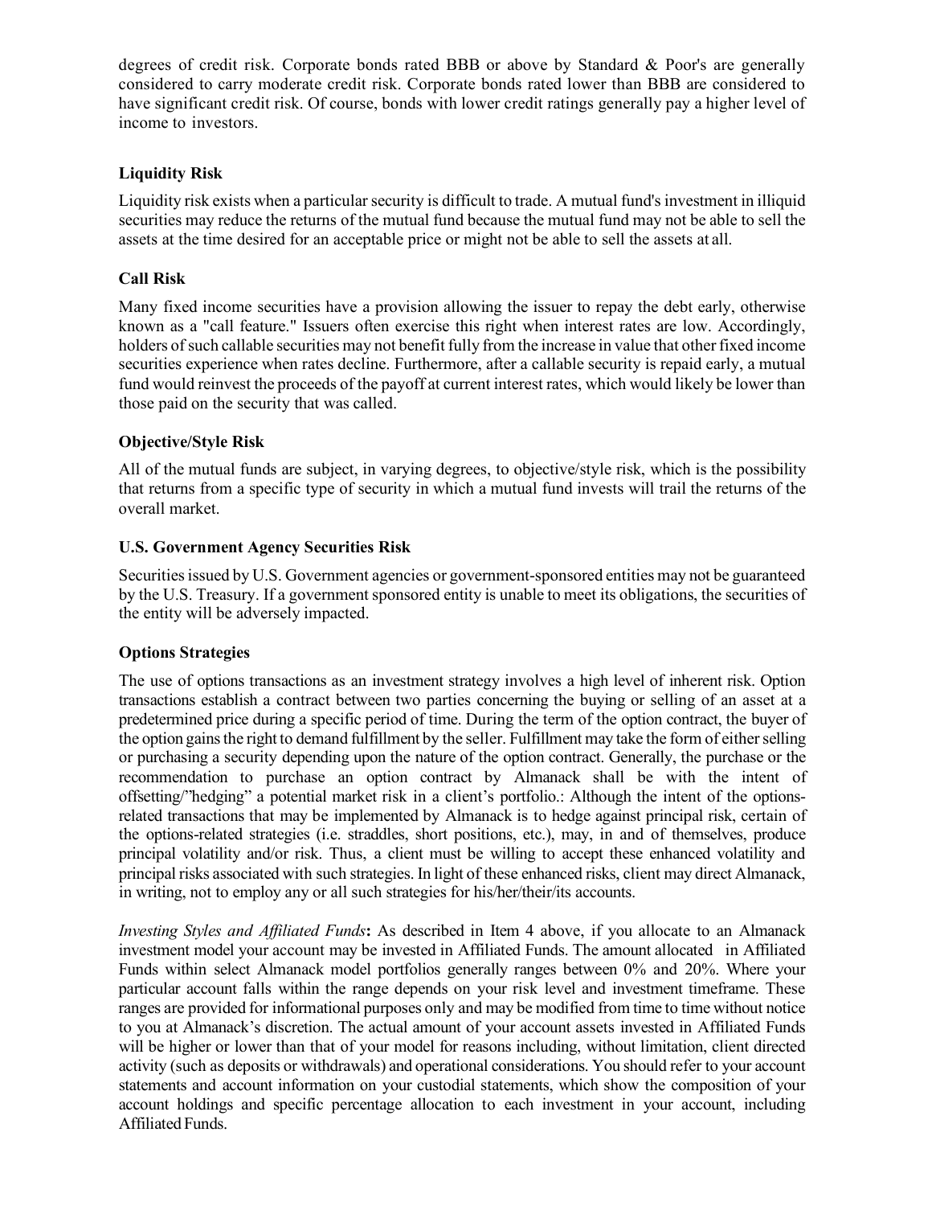degrees of credit risk. Corporate bonds rated BBB or above by Standard & Poor's are generally considered to carry moderate credit risk. Corporate bonds rated lower than BBB are considered to have significant credit risk. Of course, bonds with lower credit ratings generally pay a higher level of income to investors.

### Liquidity Risk

Liquidity risk exists when a particular security is difficult to trade. A mutual fund's investment in illiquid securities may reduce the returns of the mutual fund because the mutual fund may not be able to sell the assets at the time desired for an acceptable price or might not be able to sell the assets at all.

### Call Risk

Many fixed income securities have a provision allowing the issuer to repay the debt early, otherwise known as a "call feature." Issuers often exercise this right when interest rates are low. Accordingly, holders of such callable securities may not benefit fully from the increase in value that other fixed income securities experience when rates decline. Furthermore, after a callable security is repaid early, a mutual fund would reinvest the proceeds of the payoff at current interest rates, which would likely be lower than those paid on the security that was called.

### Objective/Style Risk

All of the mutual funds are subject, in varying degrees, to objective/style risk, which is the possibility that returns from a specific type of security in which a mutual fund invests will trail the returns of the overall market.

### U.S. Government Agency Securities Risk

Securities issued by U.S. Government agencies or government-sponsored entities may not be guaranteed by the U.S. Treasury. If a government sponsored entity is unable to meet its obligations, the securities of the entity will be adversely impacted.

### Options Strategies

The use of options transactions as an investment strategy involves a high level of inherent risk. Option transactions establish a contract between two parties concerning the buying or selling of an asset at a predetermined price during a specific period of time. During the term of the option contract, the buyer of the option gains the right to demand fulfillment by the seller. Fulfillment may take the form of either selling or purchasing a security depending upon the nature of the option contract. Generally, the purchase or the recommendation to purchase an option contract by Almanack shall be with the intent of offsetting/"hedging" a potential market risk in a client's portfolio.: Although the intent of the options-related transactions that may be implemented by Almanack is to hedge against principal risk, certain of the options-related strategies (i.e. straddles, short positions, etc.), may, in and of themselves, produce principal volatility and/or risk. Thus, a client must be willing to accept these enhanced volatility and principal risks associated with such strategies. In light of these enhanced risks, client may direct Almanack, in writing, not to employ any or all such strategies for his/her/their/its accounts.

*Investing Styles and Affiliated Funds***:** As described in Item 4 above, if you allocate to an Almanack investment model your account may be invested in Affiliated Funds. The amount allocated in Affiliated Funds within select Almanack model portfolios generally ranges between 0% and 20%. Where your particular account falls within the range depends on your risk level and investment timeframe. These ranges are provided for informational purposes only and may be modified from time to time without notice to you at Almanack's discretion. The actual amount of your account assets invested in Affiliated Funds will be higher or lower than that of your model for reasons including, without limitation, client directed activity (such as deposits or withdrawals) and operational considerations. You should refer to your account statements and account information on your custodial statements, which show the composition of your account holdings and specific percentage allocation to each investment in your account, including Affiliated Funds.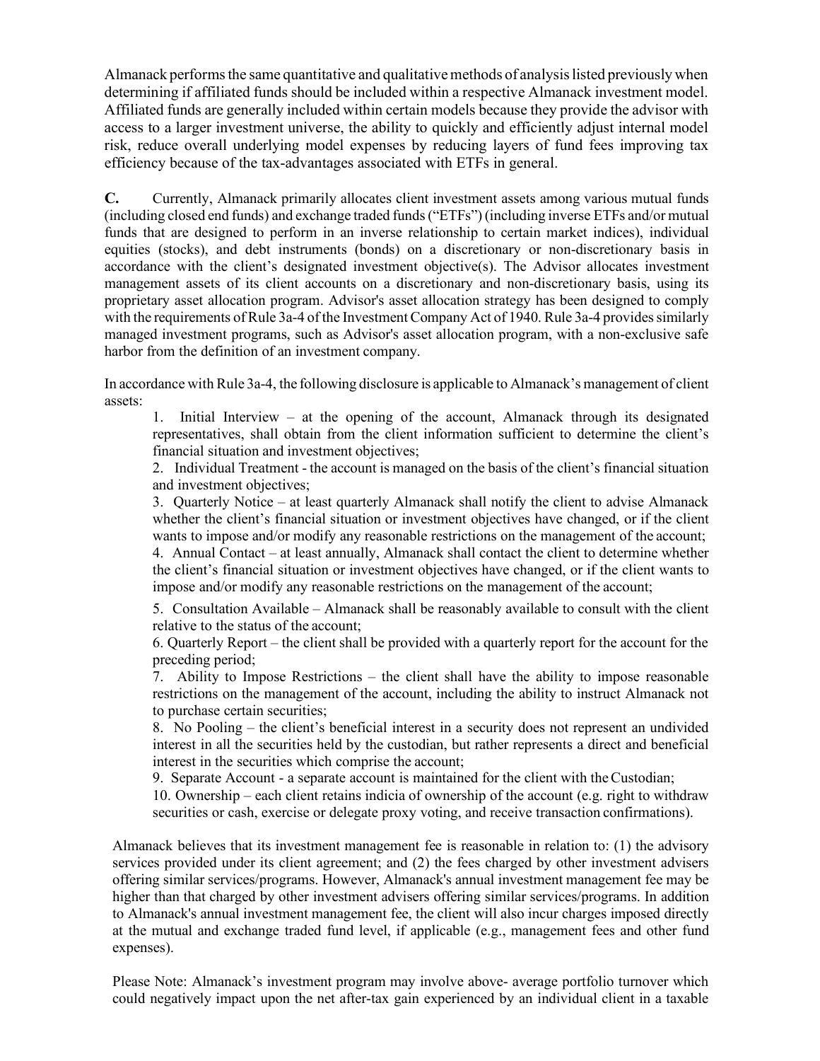Almanack performs the same quantitative and qualitative methods of analysis listed previously when determining if affiliated funds should be included within a respective Almanack investment model. Affiliated funds are generally included within certain models because they provide the advisor with access to a larger investment universe, the ability to quickly and efficiently adjust internal model risk, reduce overall underlying model expenses by reducing layers of fund fees improving tax efficiency because of the tax-advantages associated with ETFs in general.

**C.** Currently, Almanack primarily allocates client investment assets among various mutual funds (including closed end funds) and exchange traded funds ("ETFs") (including inverse ETFs and/or mutual funds that are designed to perform in an inverse relationship to certain market indices), individual equities (stocks), and debt instruments (bonds) on a discretionary or non-discretionary basis in accordance with the client's designated investment objective(s). The Advisor allocates investment management assets of its client accounts on a discretionary and non-discretionary basis, using its proprietary asset allocation program. Advisor's asset allocation strategy has been designed to comply with the requirements of Rule 3a-4 of the Investment Company Act of 1940. Rule 3a-4 provides similarly managed investment programs, such as Advisor's asset allocation program, with a non-exclusive safe harbor from the definition of an investment company.

In accordance with Rule 3a-4, the following disclosure is applicable to Almanack's management of client assets:

1. Initial Interview – at the opening of the account, Almanack through its designated representatives, shall obtain from the client information sufficient to determine the client's financial situation and investment objectives;
2. Individual Treatment - the account is managed on the basis of the client's financial situation and investment objectives;
3. Quarterly Notice – at least quarterly Almanack shall notify the client to advise Almanack whether the client's financial situation or investment objectives have changed, or if the client wants to impose and/or modify any reasonable restrictions on the management of the account;
4. Annual Contact – at least annually, Almanack shall contact the client to determine whether the client's financial situation or investment objectives have changed, or if the client wants to impose and/or modify any reasonable restrictions on the management of the account;
5. Consultation Available – Almanack shall be reasonably available to consult with the client relative to the status of the account;
6. Quarterly Report – the client shall be provided with a quarterly report for the account for the preceding period;
7. Ability to Impose Restrictions – the client shall have the ability to impose reasonable restrictions on the management of the account, including the ability to instruct Almanack not to purchase certain securities;
8. No Pooling – the client's beneficial interest in a security does not represent an undivided interest in all the securities held by the custodian, but rather represents a direct and beneficial interest in the securities which comprise the account;
9. Separate Account - a separate account is maintained for the client with the Custodian;
10. Ownership – each client retains indicia of ownership of the account (e.g. right to withdraw securities or cash, exercise or delegate proxy voting, and receive transaction confirmations).

Almanack believes that its investment management fee is reasonable in relation to: (1) the advisory services provided under its client agreement; and (2) the fees charged by other investment advisers offering similar services/programs. However, Almanack's annual investment management fee may be higher than that charged by other investment advisers offering similar services/programs. In addition to Almanack's annual investment management fee, the client will also incur charges imposed directly at the mutual and exchange traded fund level, if applicable (e.g., management fees and other fund expenses).

Please Note: Almanack's investment program may involve above- average portfolio turnover which could negatively impact upon the net after-tax gain experienced by an individual client in a taxable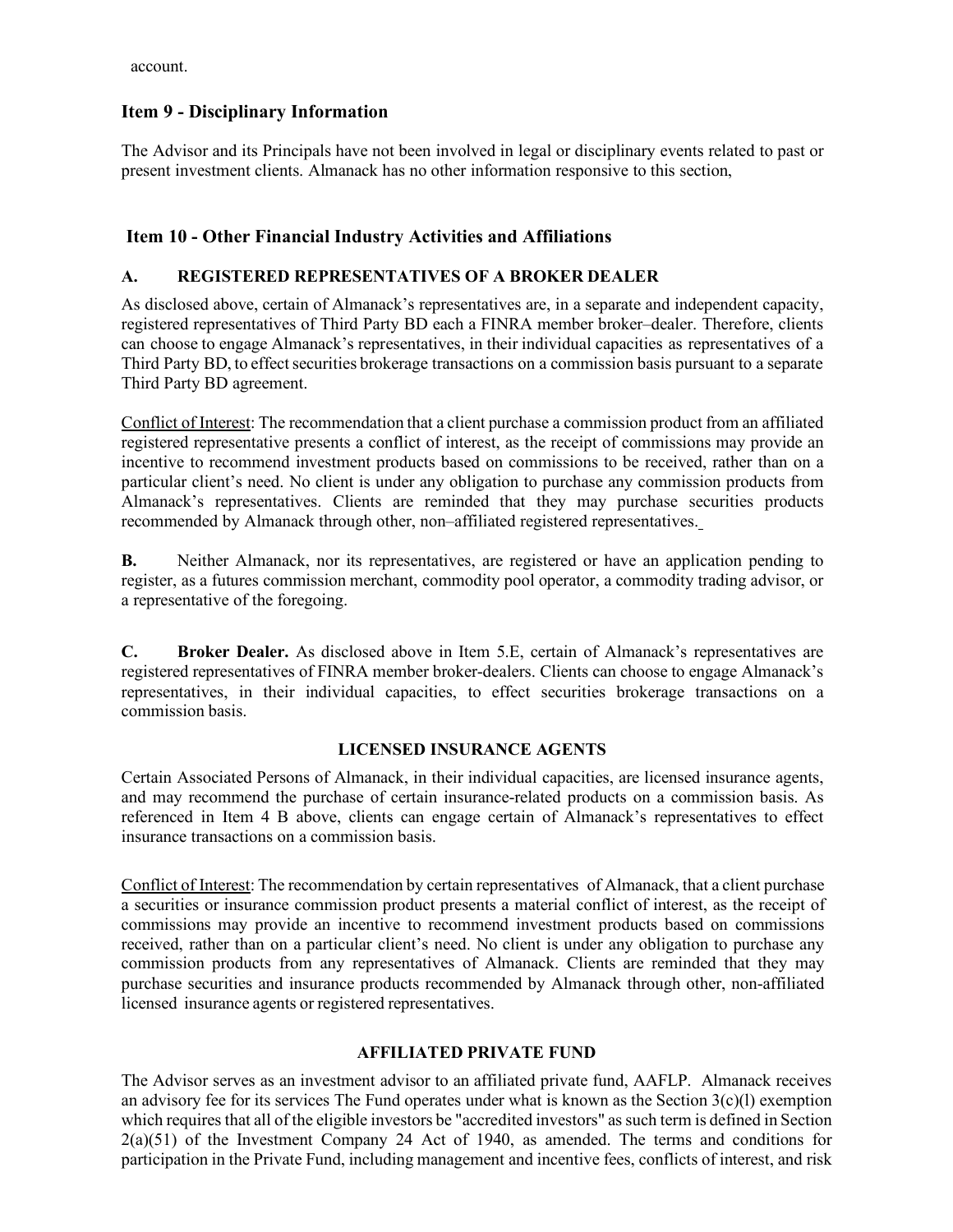account.

## Item 9 - Disciplinary Information

The Advisor and its Principals have not been involved in legal or disciplinary events related to past or present investment clients. Almanack has no other information responsive to this section,

## Item 10 - Other Financial Industry Activities and Affiliations

### A. REGISTERED REPRESENTATIVES OF A BROKER DEALER

As disclosed above, certain of Almanack's representatives are, in a separate and independent capacity, registered representatives of Third Party BD each a FINRA member broker–dealer. Therefore, clients can choose to engage Almanack's representatives, in their individual capacities as representatives of a Third Party BD, to effect securities brokerage transactions on a commission basis pursuant to a separate Third Party BD agreement.

Conflict of Interest: The recommendation that a client purchase a commission product from an affiliated registered representative presents a conflict of interest, as the receipt of commissions may provide an incentive to recommend investment products based on commissions to be received, rather than on a particular client's need. No client is under any obligation to purchase any commission products from Almanack's representatives. Clients are reminded that they may purchase securities products recommended by Almanack through other, non–affiliated registered representatives.

**B.** Neither Almanack, nor its representatives, are registered or have an application pending to register, as a futures commission merchant, commodity pool operator, a commodity trading advisor, or a representative of the foregoing.

**C. Broker Dealer.** As disclosed above in Item 5.E, certain of Almanack's representatives are registered representatives of FINRA member broker-dealers. Clients can choose to engage Almanack's representatives, in their individual capacities, to effect securities brokerage transactions on a commission basis.

### LICENSED INSURANCE AGENTS

Certain Associated Persons of Almanack, in their individual capacities, are licensed insurance agents, and may recommend the purchase of certain insurance-related products on a commission basis. As referenced in Item 4 B above, clients can engage certain of Almanack's representatives to effect insurance transactions on a commission basis.

Conflict of Interest: The recommendation by certain representatives of Almanack, that a client purchase a securities or insurance commission product presents a material conflict of interest, as the receipt of commissions may provide an incentive to recommend investment products based on commissions received, rather than on a particular client's need. No client is under any obligation to purchase any commission products from any representatives of Almanack. Clients are reminded that they may purchase securities and insurance products recommended by Almanack through other, non-affiliated licensed insurance agents or registered representatives.

### AFFILIATED PRIVATE FUND

The Advisor serves as an investment advisor to an affiliated private fund, AAFLP. Almanack receives an advisory fee for its services The Fund operates under what is known as the Section 3(c)(l) exemption which requires that all of the eligible investors be "accredited investors" as such term is defined in Section 2(a)(51) of the Investment Company 24 Act of 1940, as amended. The terms and conditions for participation in the Private Fund, including management and incentive fees, conflicts of interest, and risk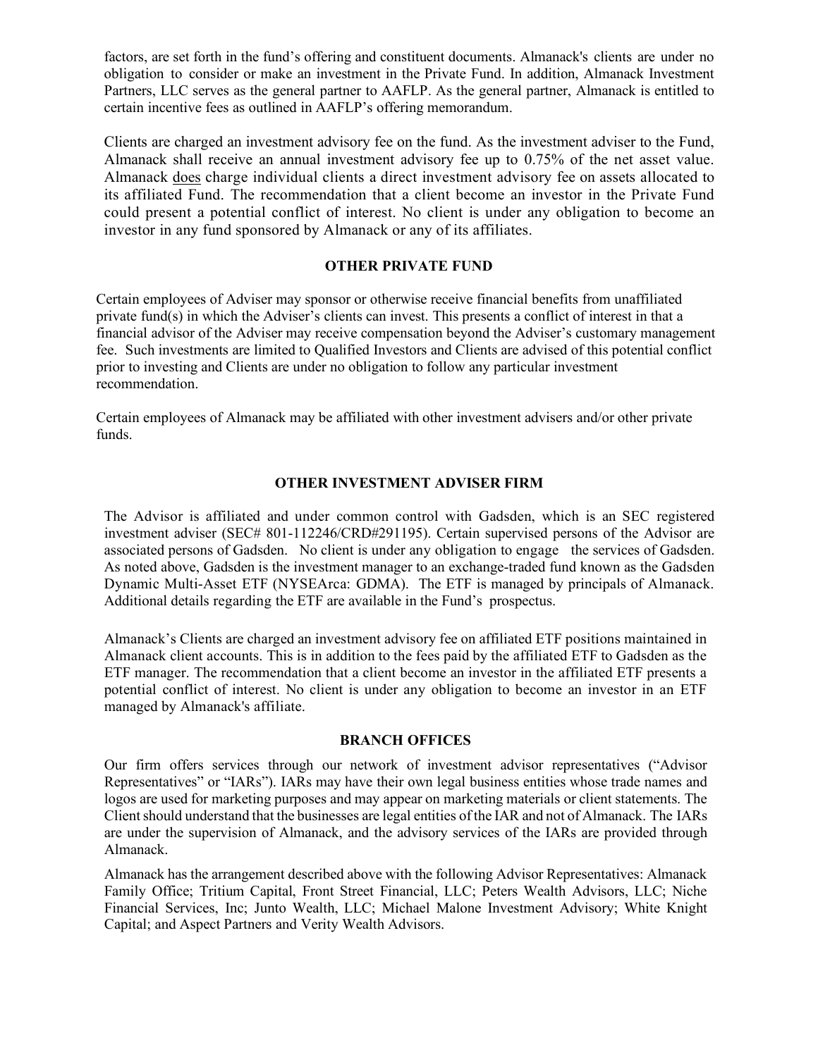factors, are set forth in the fund's offering and constituent documents. Almanack's clients are under no obligation to consider or make an investment in the Private Fund. In addition, Almanack Investment Partners, LLC serves as the general partner to AAFLP. As the general partner, Almanack is entitled to certain incentive fees as outlined in AAFLP's offering memorandum.

Clients are charged an investment advisory fee on the fund. As the investment adviser to the Fund, Almanack shall receive an annual investment advisory fee up to 0.75% of the net asset value. Almanack does charge individual clients a direct investment advisory fee on assets allocated to its affiliated Fund. The recommendation that a client become an investor in the Private Fund could present a potential conflict of interest. No client is under any obligation to become an investor in any fund sponsored by Almanack or any of its affiliates.

### OTHER PRIVATE FUND

Certain employees of Adviser may sponsor or otherwise receive financial benefits from unaffiliated private fund(s) in which the Adviser's clients can invest. This presents a conflict of interest in that a financial advisor of the Adviser may receive compensation beyond the Adviser's customary management fee. Such investments are limited to Qualified Investors and Clients are advised of this potential conflict prior to investing and Clients are under no obligation to follow any particular investment recommendation.

Certain employees of Almanack may be affiliated with other investment advisers and/or other private funds.

### OTHER INVESTMENT ADVISER FIRM

The Advisor is affiliated and under common control with Gadsden, which is an SEC registered investment adviser (SEC# 801-112246/CRD#291195). Certain supervised persons of the Advisor are associated persons of Gadsden. No client is under any obligation to engage the services of Gadsden. As noted above, Gadsden is the investment manager to an exchange-traded fund known as the Gadsden Dynamic Multi-Asset ETF (NYSEArca: GDMA). The ETF is managed by principals of Almanack. Additional details regarding the ETF are available in the Fund's prospectus.

Almanack's Clients are charged an investment advisory fee on affiliated ETF positions maintained in Almanack client accounts. This is in addition to the fees paid by the affiliated ETF to Gadsden as the ETF manager. The recommendation that a client become an investor in the affiliated ETF presents a potential conflict of interest. No client is under any obligation to become an investor in an ETF managed by Almanack's affiliate.

### BRANCH OFFICES

Our firm offers services through our network of investment advisor representatives ("Advisor Representatives" or "IARs"). IARs may have their own legal business entities whose trade names and logos are used for marketing purposes and may appear on marketing materials or client statements. The Client should understand that the businesses are legal entities of the IAR and not of Almanack. The IARs are under the supervision of Almanack, and the advisory services of the IARs are provided through Almanack.

Almanack has the arrangement described above with the following Advisor Representatives: Almanack Family Office; Tritium Capital, Front Street Financial, LLC; Peters Wealth Advisors, LLC; Niche Financial Services, Inc; Junto Wealth, LLC; Michael Malone Investment Advisory; White Knight Capital; and Aspect Partners and Verity Wealth Advisors.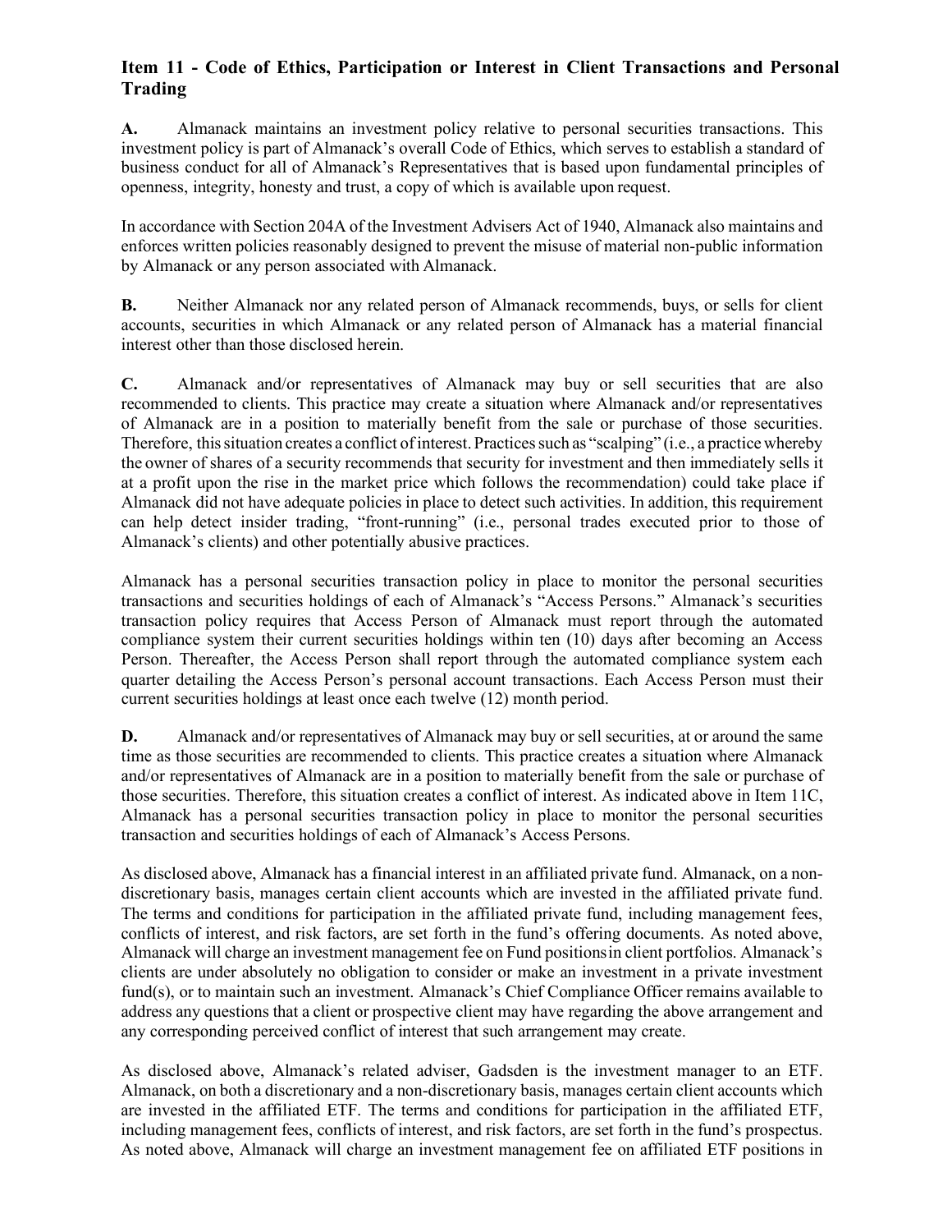## Item 11 - Code of Ethics, Participation or Interest in Client Transactions and Personal Trading

**A.** Almanack maintains an investment policy relative to personal securities transactions. This investment policy is part of Almanack's overall Code of Ethics, which serves to establish a standard of business conduct for all of Almanack's Representatives that is based upon fundamental principles of openness, integrity, honesty and trust, a copy of which is available upon request.

In accordance with Section 204A of the Investment Advisers Act of 1940, Almanack also maintains and enforces written policies reasonably designed to prevent the misuse of material non-public information by Almanack or any person associated with Almanack.

**B.** Neither Almanack nor any related person of Almanack recommends, buys, or sells for client accounts, securities in which Almanack or any related person of Almanack has a material financial interest other than those disclosed herein.

**C.** Almanack and/or representatives of Almanack may buy or sell securities that are also recommended to clients. This practice may create a situation where Almanack and/or representatives of Almanack are in a position to materially benefit from the sale or purchase of those securities. Therefore, this situation creates a conflict of interest. Practices such as "scalping" (i.e., a practice whereby the owner of shares of a security recommends that security for investment and then immediately sells it at a profit upon the rise in the market price which follows the recommendation) could take place if Almanack did not have adequate policies in place to detect such activities. In addition, this requirement can help detect insider trading, "front-running" (i.e., personal trades executed prior to those of Almanack's clients) and other potentially abusive practices.

Almanack has a personal securities transaction policy in place to monitor the personal securities transactions and securities holdings of each of Almanack's "Access Persons." Almanack's securities transaction policy requires that Access Person of Almanack must report through the automated compliance system their current securities holdings within ten (10) days after becoming an Access Person. Thereafter, the Access Person shall report through the automated compliance system each quarter detailing the Access Person's personal account transactions. Each Access Person must their current securities holdings at least once each twelve (12) month period.

**D.** Almanack and/or representatives of Almanack may buy or sell securities, at or around the same time as those securities are recommended to clients. This practice creates a situation where Almanack and/or representatives of Almanack are in a position to materially benefit from the sale or purchase of those securities. Therefore, this situation creates a conflict of interest. As indicated above in Item 11C, Almanack has a personal securities transaction policy in place to monitor the personal securities transaction and securities holdings of each of Almanack's Access Persons.

As disclosed above, Almanack has a financial interest in an affiliated private fund. Almanack, on a non-discretionary basis, manages certain client accounts which are invested in the affiliated private fund. The terms and conditions for participation in the affiliated private fund, including management fees, conflicts of interest, and risk factors, are set forth in the fund's offering documents. As noted above, Almanack will charge an investment management fee on Fund positions in client portfolios. Almanack's clients are under absolutely no obligation to consider or make an investment in a private investment fund(s), or to maintain such an investment. Almanack's Chief Compliance Officer remains available to address any questions that a client or prospective client may have regarding the above arrangement and any corresponding perceived conflict of interest that such arrangement may create.

As disclosed above, Almanack's related adviser, Gadsden is the investment manager to an ETF. Almanack, on both a discretionary and a non-discretionary basis, manages certain client accounts which are invested in the affiliated ETF. The terms and conditions for participation in the affiliated ETF, including management fees, conflicts of interest, and risk factors, are set forth in the fund's prospectus. As noted above, Almanack will charge an investment management fee on affiliated ETF positions in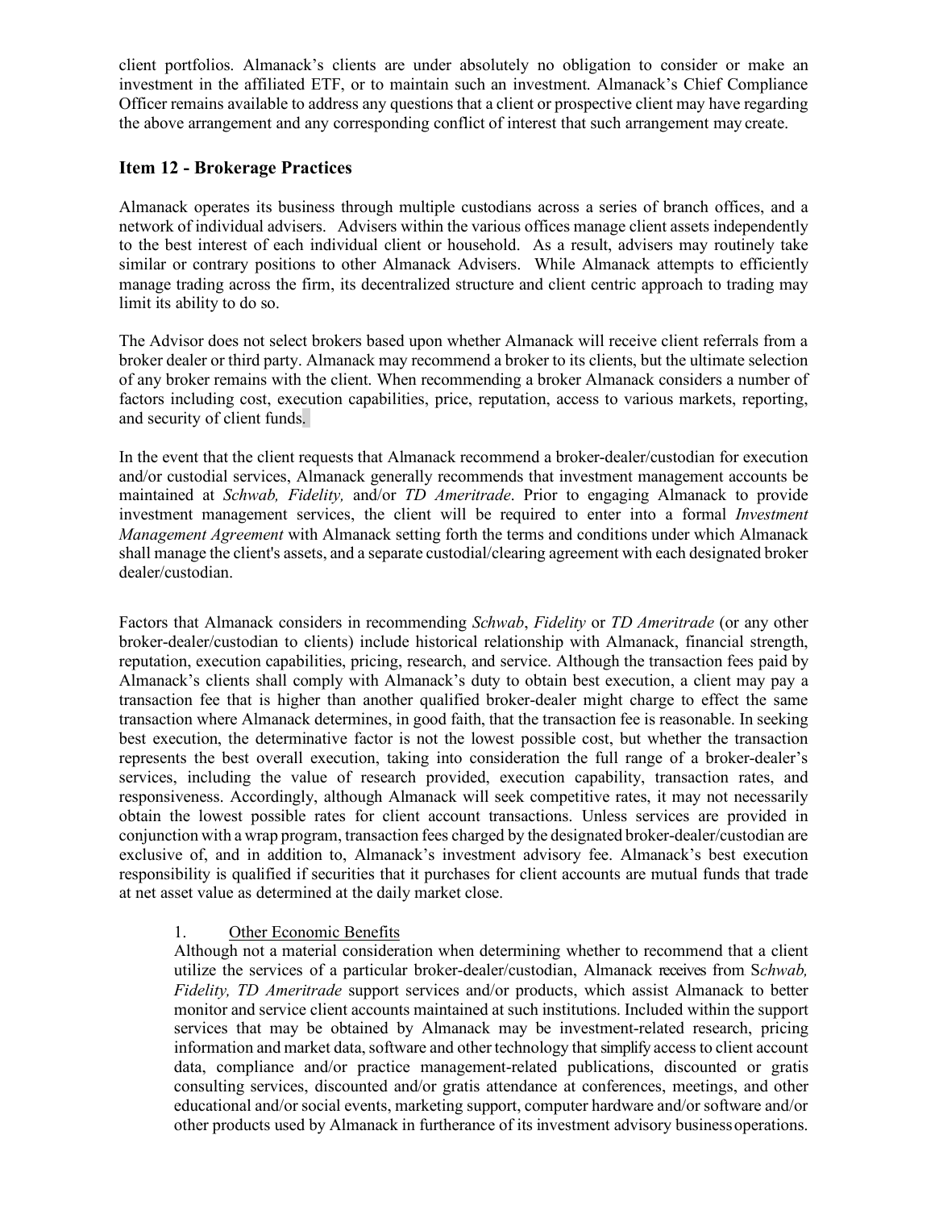client portfolios. Almanack's clients are under absolutely no obligation to consider or make an investment in the affiliated ETF, or to maintain such an investment. Almanack's Chief Compliance Officer remains available to address any questions that a client or prospective client may have regarding the above arrangement and any corresponding conflict of interest that such arrangement may create.

## Item 12 - Brokerage Practices

Almanack operates its business through multiple custodians across a series of branch offices, and a network of individual advisers. Advisers within the various offices manage client assets independently to the best interest of each individual client or household. As a result, advisers may routinely take similar or contrary positions to other Almanack Advisers. While Almanack attempts to efficiently manage trading across the firm, its decentralized structure and client centric approach to trading may limit its ability to do so.

The Advisor does not select brokers based upon whether Almanack will receive client referrals from a broker dealer or third party. Almanack may recommend a broker to its clients, but the ultimate selection of any broker remains with the client. When recommending a broker Almanack considers a number of factors including cost, execution capabilities, price, reputation, access to various markets, reporting, and security of client funds.

In the event that the client requests that Almanack recommend a broker-dealer/custodian for execution and/or custodial services, Almanack generally recommends that investment management accounts be maintained at *Schwab, Fidelity,* and/or *TD Ameritrade*. Prior to engaging Almanack to provide investment management services, the client will be required to enter into a formal *Investment Management Agreement* with Almanack setting forth the terms and conditions under which Almanack shall manage the client's assets, and a separate custodial/clearing agreement with each designated broker dealer/custodian.

Factors that Almanack considers in recommending *Schwab*, *Fidelity* or *TD Ameritrade* (or any other broker-dealer/custodian to clients) include historical relationship with Almanack, financial strength, reputation, execution capabilities, pricing, research, and service. Although the transaction fees paid by Almanack's clients shall comply with Almanack's duty to obtain best execution, a client may pay a transaction fee that is higher than another qualified broker-dealer might charge to effect the same transaction where Almanack determines, in good faith, that the transaction fee is reasonable. In seeking best execution, the determinative factor is not the lowest possible cost, but whether the transaction represents the best overall execution, taking into consideration the full range of a broker-dealer's services, including the value of research provided, execution capability, transaction rates, and responsiveness. Accordingly, although Almanack will seek competitive rates, it may not necessarily obtain the lowest possible rates for client account transactions. Unless services are provided in conjunction with a wrap program, transaction fees charged by the designated broker-dealer/custodian are exclusive of, and in addition to, Almanack's investment advisory fee. Almanack's best execution responsibility is qualified if securities that it purchases for client accounts are mutual funds that trade at net asset value as determined at the daily market close.

1. Other Economic Benefits

Although not a material consideration when determining whether to recommend that a client utilize the services of a particular broker-dealer/custodian, Almanack receives from S*chwab, Fidelity, TD Ameritrade* support services and/or products, which assist Almanack to better monitor and service client accounts maintained at such institutions. Included within the support services that may be obtained by Almanack may be investment-related research, pricing information and market data, software and other technology that simplify access to client account data, compliance and/or practice management-related publications, discounted or gratis consulting services, discounted and/or gratis attendance at conferences, meetings, and other educational and/or social events, marketing support, computer hardware and/or software and/or other products used by Almanack in furtherance of its investment advisory business operations.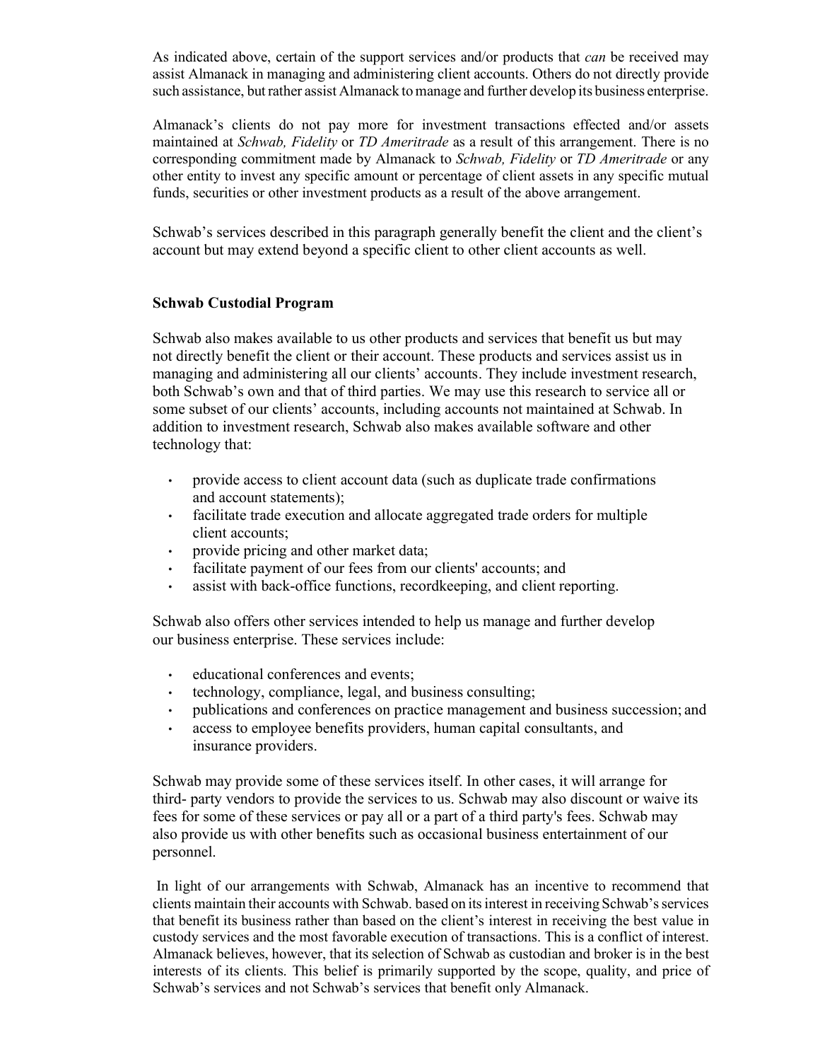As indicated above, certain of the support services and/or products that *can* be received may assist Almanack in managing and administering client accounts. Others do not directly provide such assistance, but rather assist Almanack to manage and further develop its business enterprise.

Almanack's clients do not pay more for investment transactions effected and/or assets maintained at *Schwab, Fidelity* or *TD Ameritrade* as a result of this arrangement. There is no corresponding commitment made by Almanack to *Schwab, Fidelity* or *TD Ameritrade* or any other entity to invest any specific amount or percentage of client assets in any specific mutual funds, securities or other investment products as a result of the above arrangement.

Schwab's services described in this paragraph generally benefit the client and the client's account but may extend beyond a specific client to other client accounts as well.

**Schwab Custodial Program**

Schwab also makes available to us other products and services that benefit us but may not directly benefit the client or their account. These products and services assist us in managing and administering all our clients' accounts. They include investment research, both Schwab's own and that of third parties. We may use this research to service all or some subset of our clients' accounts, including accounts not maintained at Schwab. In addition to investment research, Schwab also makes available software and other technology that:

- provide access to client account data (such as duplicate trade confirmations and account statements);
- facilitate trade execution and allocate aggregated trade orders for multiple client accounts;
- provide pricing and other market data;
- facilitate payment of our fees from our clients' accounts; and
- assist with back-office functions, recordkeeping, and client reporting.

Schwab also offers other services intended to help us manage and further develop our business enterprise. These services include:

- educational conferences and events;
- technology, compliance, legal, and business consulting;
- publications and conferences on practice management and business succession; and
- access to employee benefits providers, human capital consultants, and insurance providers.

Schwab may provide some of these services itself. In other cases, it will arrange for third- party vendors to provide the services to us. Schwab may also discount or waive its fees for some of these services or pay all or a part of a third party's fees. Schwab may also provide us with other benefits such as occasional business entertainment of our personnel.

In light of our arrangements with Schwab, Almanack has an incentive to recommend that clients maintain their accounts with Schwab. based on its interest in receiving Schwab's services that benefit its business rather than based on the client's interest in receiving the best value in custody services and the most favorable execution of transactions. This is a conflict of interest. Almanack believes, however, that its selection of Schwab as custodian and broker is in the best interests of its clients. This belief is primarily supported by the scope, quality, and price of Schwab's services and not Schwab's services that benefit only Almanack.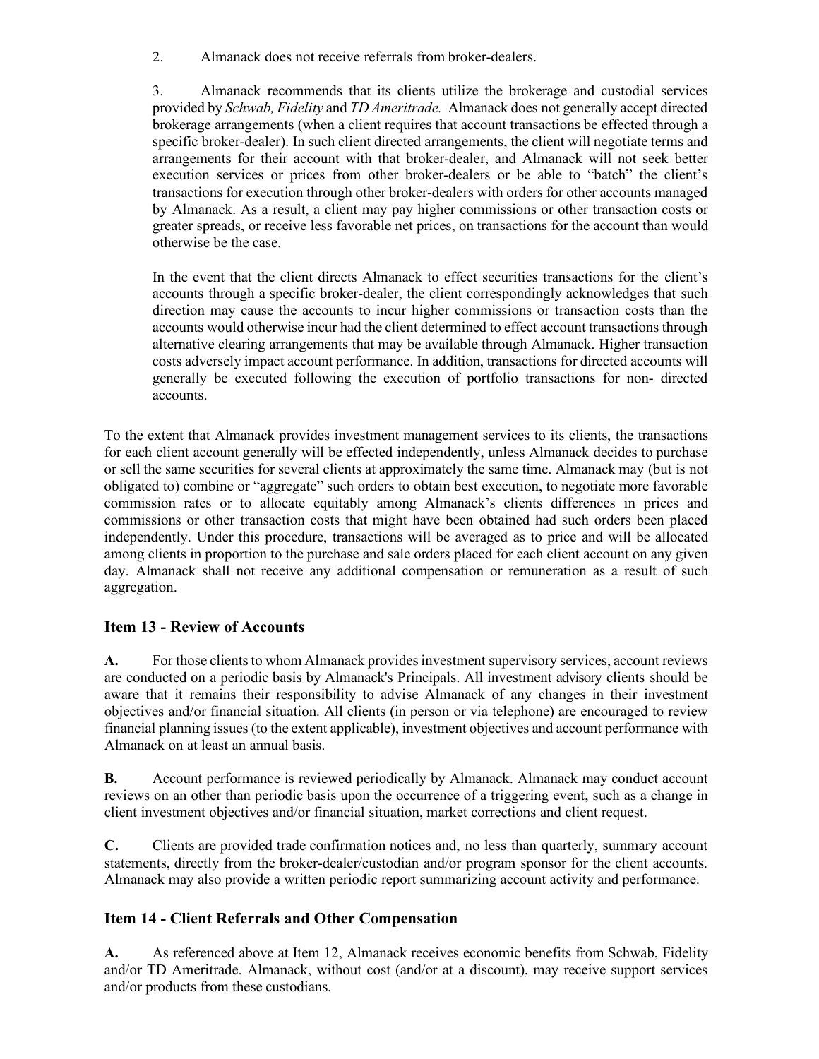2. Almanack does not receive referrals from broker-dealers.

3. Almanack recommends that its clients utilize the brokerage and custodial services provided by *Schwab, Fidelity* and *TD Ameritrade.* Almanack does not generally accept directed brokerage arrangements (when a client requires that account transactions be effected through a specific broker-dealer). In such client directed arrangements, the client will negotiate terms and arrangements for their account with that broker-dealer, and Almanack will not seek better execution services or prices from other broker-dealers or be able to "batch" the client's transactions for execution through other broker-dealers with orders for other accounts managed by Almanack. As a result, a client may pay higher commissions or other transaction costs or greater spreads, or receive less favorable net prices, on transactions for the account than would otherwise be the case.

In the event that the client directs Almanack to effect securities transactions for the client's accounts through a specific broker-dealer, the client correspondingly acknowledges that such direction may cause the accounts to incur higher commissions or transaction costs than the accounts would otherwise incur had the client determined to effect account transactions through alternative clearing arrangements that may be available through Almanack. Higher transaction costs adversely impact account performance. In addition, transactions for directed accounts will generally be executed following the execution of portfolio transactions for non- directed accounts.

To the extent that Almanack provides investment management services to its clients, the transactions for each client account generally will be effected independently, unless Almanack decides to purchase or sell the same securities for several clients at approximately the same time. Almanack may (but is not obligated to) combine or "aggregate" such orders to obtain best execution, to negotiate more favorable commission rates or to allocate equitably among Almanack's clients differences in prices and commissions or other transaction costs that might have been obtained had such orders been placed independently. Under this procedure, transactions will be averaged as to price and will be allocated among clients in proportion to the purchase and sale orders placed for each client account on any given day. Almanack shall not receive any additional compensation or remuneration as a result of such aggregation.

## Item 13 - Review of Accounts

**A.** For those clients to whom Almanack provides investment supervisory services, account reviews are conducted on a periodic basis by Almanack's Principals. All investment advisory clients should be aware that it remains their responsibility to advise Almanack of any changes in their investment objectives and/or financial situation. All clients (in person or via telephone) are encouraged to review financial planning issues (to the extent applicable), investment objectives and account performance with Almanack on at least an annual basis.

**B.** Account performance is reviewed periodically by Almanack. Almanack may conduct account reviews on an other than periodic basis upon the occurrence of a triggering event, such as a change in client investment objectives and/or financial situation, market corrections and client request.

**C.** Clients are provided trade confirmation notices and, no less than quarterly, summary account statements, directly from the broker-dealer/custodian and/or program sponsor for the client accounts. Almanack may also provide a written periodic report summarizing account activity and performance.

## Item 14 - Client Referrals and Other Compensation

**A.** As referenced above at Item 12, Almanack receives economic benefits from Schwab, Fidelity and/or TD Ameritrade. Almanack, without cost (and/or at a discount), may receive support services and/or products from these custodians.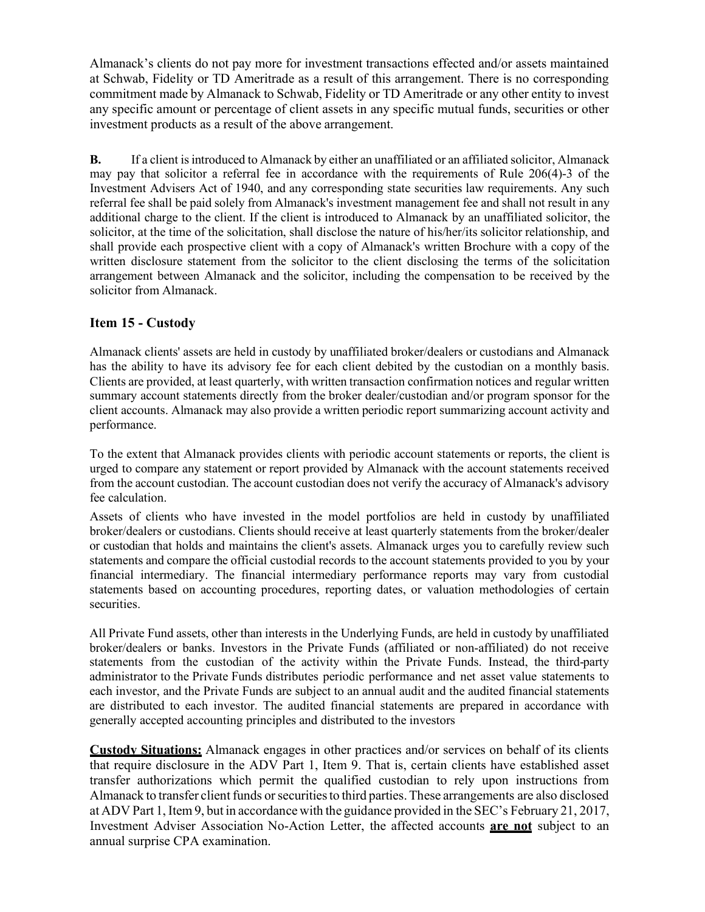Almanack's clients do not pay more for investment transactions effected and/or assets maintained at Schwab, Fidelity or TD Ameritrade as a result of this arrangement. There is no corresponding commitment made by Almanack to Schwab, Fidelity or TD Ameritrade or any other entity to invest any specific amount or percentage of client assets in any specific mutual funds, securities or other investment products as a result of the above arrangement.

**B.** If a client is introduced to Almanack by either an unaffiliated or an affiliated solicitor, Almanack may pay that solicitor a referral fee in accordance with the requirements of Rule 206(4)-3 of the Investment Advisers Act of 1940, and any corresponding state securities law requirements. Any such referral fee shall be paid solely from Almanack's investment management fee and shall not result in any additional charge to the client. If the client is introduced to Almanack by an unaffiliated solicitor, the solicitor, at the time of the solicitation, shall disclose the nature of his/her/its solicitor relationship, and shall provide each prospective client with a copy of Almanack's written Brochure with a copy of the written disclosure statement from the solicitor to the client disclosing the terms of the solicitation arrangement between Almanack and the solicitor, including the compensation to be received by the solicitor from Almanack.

## Item 15 - Custody

Almanack clients' assets are held in custody by unaffiliated broker/dealers or custodians and Almanack has the ability to have its advisory fee for each client debited by the custodian on a monthly basis. Clients are provided, at least quarterly, with written transaction confirmation notices and regular written summary account statements directly from the broker dealer/custodian and/or program sponsor for the client accounts. Almanack may also provide a written periodic report summarizing account activity and performance.

To the extent that Almanack provides clients with periodic account statements or reports, the client is urged to compare any statement or report provided by Almanack with the account statements received from the account custodian. The account custodian does not verify the accuracy of Almanack's advisory fee calculation.

Assets of clients who have invested in the model portfolios are held in custody by unaffiliated broker/dealers or custodians. Clients should receive at least quarterly statements from the broker/dealer or custodian that holds and maintains the client's assets. Almanack urges you to carefully review such statements and compare the official custodial records to the account statements provided to you by your financial intermediary. The financial intermediary performance reports may vary from custodial statements based on accounting procedures, reporting dates, or valuation methodologies of certain securities.

All Private Fund assets, other than interests in the Underlying Funds, are held in custody by unaffiliated broker/dealers or banks. Investors in the Private Funds (affiliated or non-affiliated) do not receive statements from the custodian of the activity within the Private Funds. Instead, the third-party administrator to the Private Funds distributes periodic performance and net asset value statements to each investor, and the Private Funds are subject to an annual audit and the audited financial statements are distributed to each investor. The audited financial statements are prepared in accordance with generally accepted accounting principles and distributed to the investors

**Custody Situations:** Almanack engages in other practices and/or services on behalf of its clients that require disclosure in the ADV Part 1, Item 9. That is, certain clients have established asset transfer authorizations which permit the qualified custodian to rely upon instructions from Almanack to transfer client funds or securities to third parties. These arrangements are also disclosed at ADV Part 1, Item 9, but in accordance with the guidance provided in the SEC's February 21, 2017, Investment Adviser Association No-Action Letter, the affected accounts **are not** subject to an annual surprise CPA examination.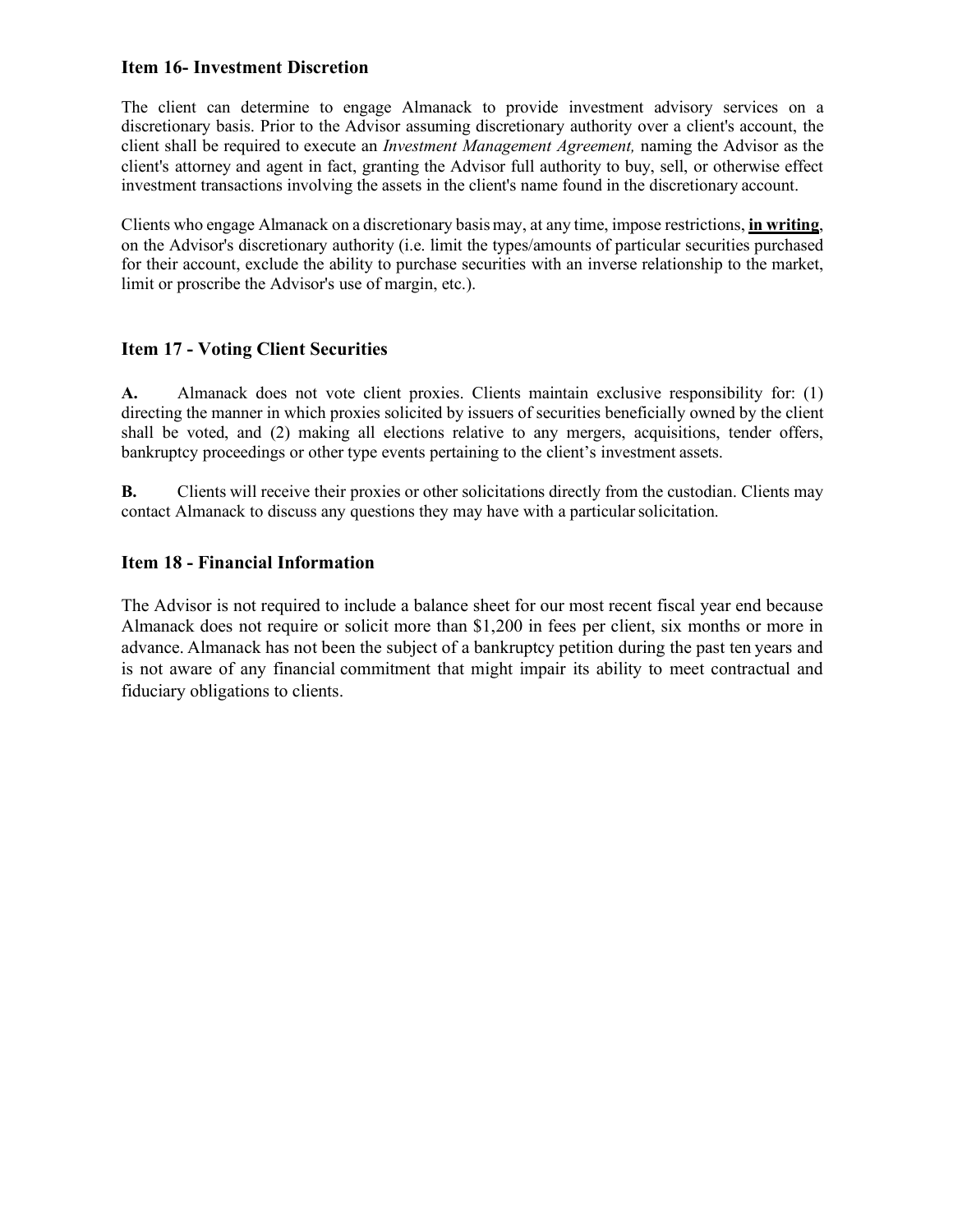## Item 16- Investment Discretion

The client can determine to engage Almanack to provide investment advisory services on a discretionary basis. Prior to the Advisor assuming discretionary authority over a client's account, the client shall be required to execute an *Investment Management Agreement,* naming the Advisor as the client's attorney and agent in fact, granting the Advisor full authority to buy, sell, or otherwise effect investment transactions involving the assets in the client's name found in the discretionary account.

Clients who engage Almanack on a discretionary basis may, at any time, impose restrictions, **in writing**, on the Advisor's discretionary authority (i.e. limit the types/amounts of particular securities purchased for their account, exclude the ability to purchase securities with an inverse relationship to the market, limit or proscribe the Advisor's use of margin, etc.).

## Item 17 - Voting Client Securities

**A.** Almanack does not vote client proxies. Clients maintain exclusive responsibility for: (1) directing the manner in which proxies solicited by issuers of securities beneficially owned by the client shall be voted, and (2) making all elections relative to any mergers, acquisitions, tender offers, bankruptcy proceedings or other type events pertaining to the client's investment assets.

**B.** Clients will receive their proxies or other solicitations directly from the custodian. Clients may contact Almanack to discuss any questions they may have with a particular solicitation.

## Item 18 - Financial Information

The Advisor is not required to include a balance sheet for our most recent fiscal year end because Almanack does not require or solicit more than $1,200 in fees per client, six months or more in advance. Almanack has not been the subject of a bankruptcy petition during the past ten years and is not aware of any financial commitment that might impair its ability to meet contractual and fiduciary obligations to clients.